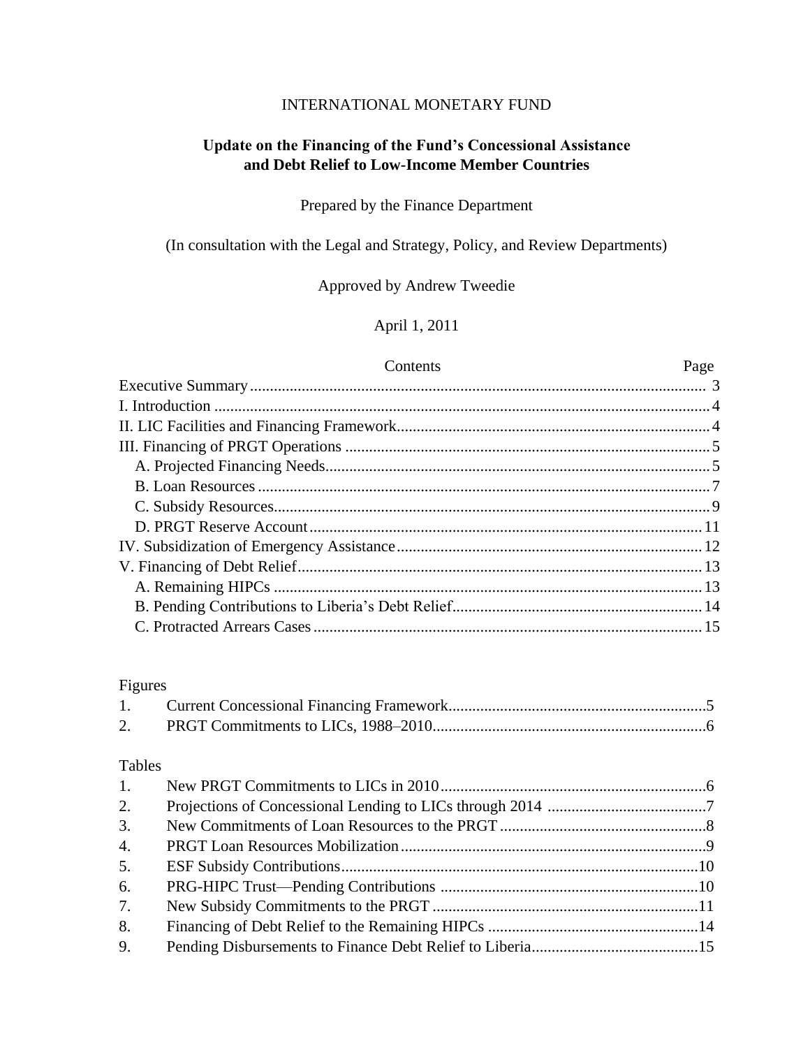INTERNATIONAL MONETARY FUND

# Update on the Financing of the Fund's Concessional Assistance and Debt Relief to Low-Income Member Countries

Prepared by the Finance Department

(In consultation with the Legal and Strategy, Policy, and Review Departments)

Approved by Andrew Tweedie

April 1, 2011

| Contents | Page |
|---|---|
| Executive Summary | 3 |
| I. Introduction | 4 |
| II. LIC Facilities and Financing Framework | 4 |
| III. Financing of PRGT Operations | 5 |
| A. Projected Financing Needs | 5 |
| B. Loan Resources | 7 |
| C. Subsidy Resources | 9 |
| D. PRGT Reserve Account | 11 |
| IV. Subsidization of Emergency Assistance | 12 |
| V. Financing of Debt Relief | 13 |
| A. Remaining HIPCs | 13 |
| B. Pending Contributions to Liberia's Debt Relief | 14 |
| C. Protracted Arrears Cases | 15 |

Figures

| | | |
|---|---|---|
| 1. | Current Concessional Financing Framework | 5 |
| 2. | PRGT Commitments to LICs, 1988–2010 | 6 |

Tables

| | | |
|---|---|---|
| 1. | New PRGT Commitments to LICs in 2010 | 6 |
| 2. | Projections of Concessional Lending to LICs through 2014 | 7 |
| 3. | New Commitments of Loan Resources to the PRGT | 8 |
| 4. | PRGT Loan Resources Mobilization | 9 |
| 5. | ESF Subsidy Contributions | 10 |
| 6. | PRG-HIPC Trust—Pending Contributions | 10 |
| 7. | New Subsidy Commitments to the PRGT | 11 |
| 8. | Financing of Debt Relief to the Remaining HIPCs | 14 |
| 9. | Pending Disbursements to Finance Debt Relief to Liberia | 15 |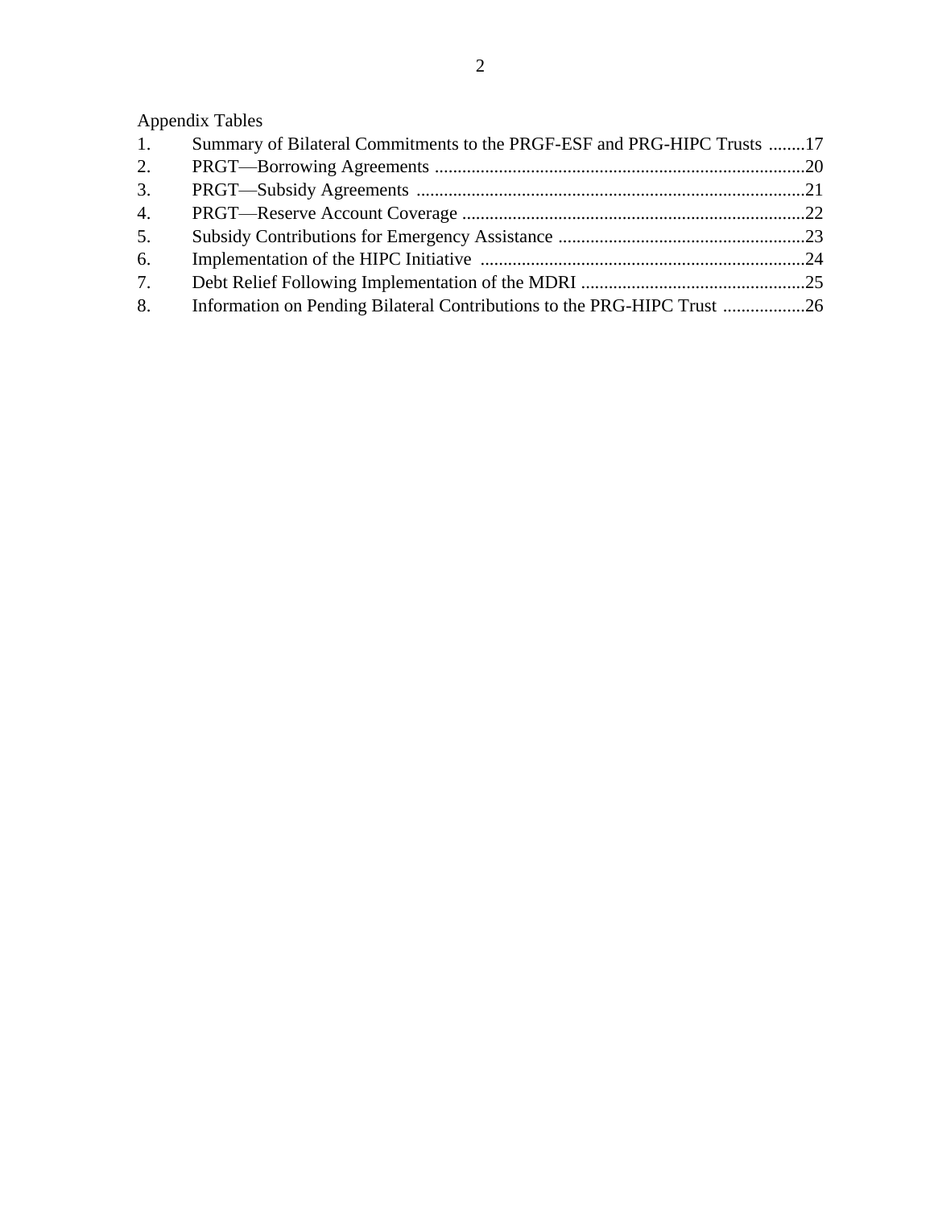Appendix Tables

1. Summary of Bilateral Commitments to the PRGF-ESF and PRG-HIPC Trusts ........17
2. PRGT—Borrowing Agreements ................................................................................20
3. PRGT—Subsidy Agreements ....................................................................................21
4. PRGT—Reserve Account Coverage ..........................................................................22
5. Subsidy Contributions for Emergency Assistance .....................................................23
6. Implementation of the HIPC Initiative ......................................................................24
7. Debt Relief Following Implementation of the MDRI ................................................25
8. Information on Pending Bilateral Contributions to the PRG-HIPC Trust ..................26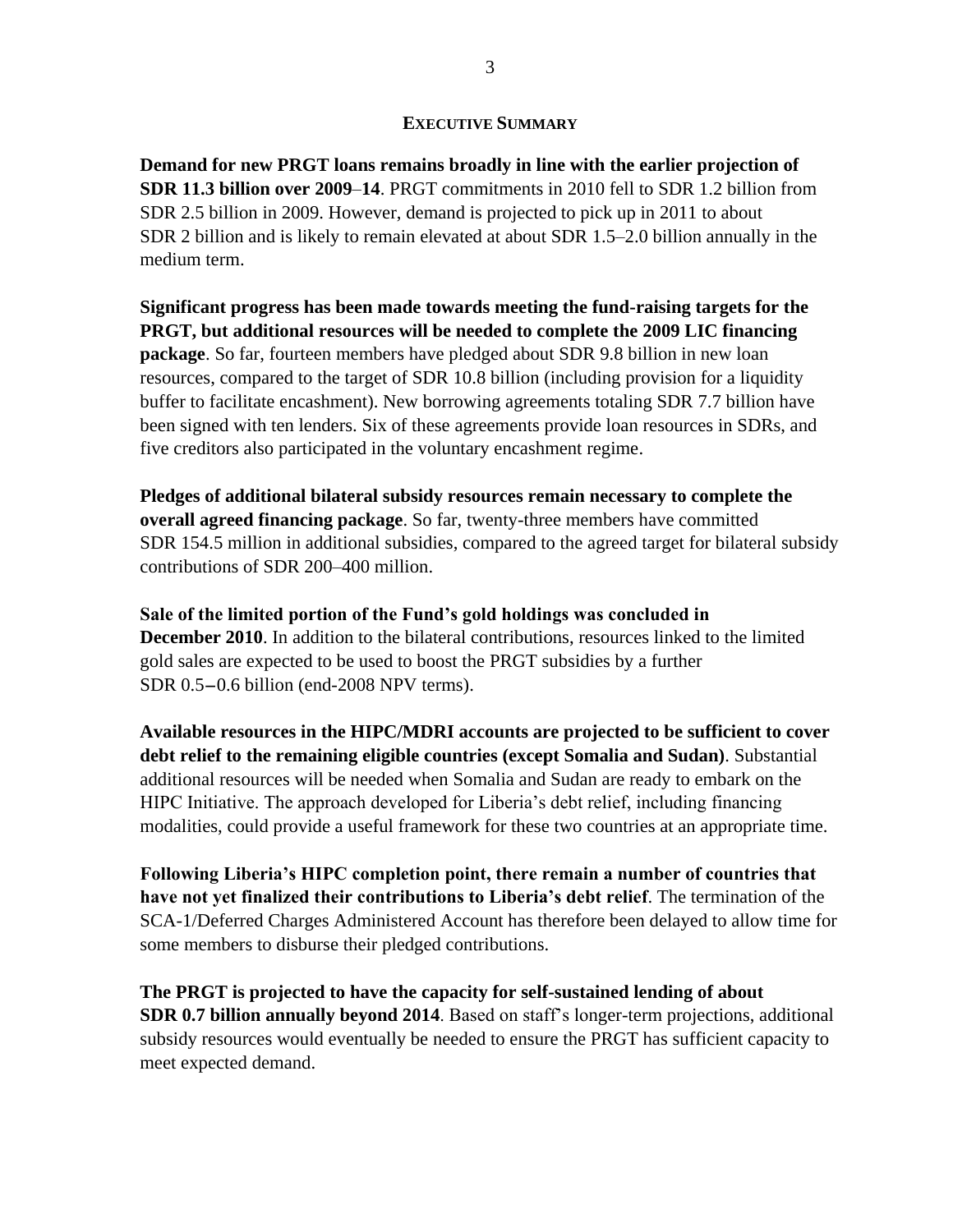## EXECUTIVE SUMMARY

**Demand for new PRGT loans remains broadly in line with the earlier projection of SDR 11.3 billion over 2009–14**. PRGT commitments in 2010 fell to SDR 1.2 billion from SDR 2.5 billion in 2009. However, demand is projected to pick up in 2011 to about SDR 2 billion and is likely to remain elevated at about SDR 1.5–2.0 billion annually in the medium term.

**Significant progress has been made towards meeting the fund-raising targets for the PRGT, but additional resources will be needed to complete the 2009 LIC financing package**. So far, fourteen members have pledged about SDR 9.8 billion in new loan resources, compared to the target of SDR 10.8 billion (including provision for a liquidity buffer to facilitate encashment). New borrowing agreements totaling SDR 7.7 billion have been signed with ten lenders. Six of these agreements provide loan resources in SDRs, and five creditors also participated in the voluntary encashment regime.

**Pledges of additional bilateral subsidy resources remain necessary to complete the overall agreed financing package**. So far, twenty-three members have committed SDR 154.5 million in additional subsidies, compared to the agreed target for bilateral subsidy contributions of SDR 200–400 million.

**Sale of the limited portion of the Fund's gold holdings was concluded in December 2010**. In addition to the bilateral contributions, resources linked to the limited gold sales are expected to be used to boost the PRGT subsidies by a further SDR 0.5–0.6 billion (end-2008 NPV terms).

**Available resources in the HIPC/MDRI accounts are projected to be sufficient to cover debt relief to the remaining eligible countries (except Somalia and Sudan)**. Substantial additional resources will be needed when Somalia and Sudan are ready to embark on the HIPC Initiative. The approach developed for Liberia's debt relief, including financing modalities, could provide a useful framework for these two countries at an appropriate time.

**Following Liberia's HIPC completion point, there remain a number of countries that have not yet finalized their contributions to Liberia's debt relief**. The termination of the SCA-1/Deferred Charges Administered Account has therefore been delayed to allow time for some members to disburse their pledged contributions.

**The PRGT is projected to have the capacity for self-sustained lending of about SDR 0.7 billion annually beyond 2014**. Based on staff's longer-term projections, additional subsidy resources would eventually be needed to ensure the PRGT has sufficient capacity to meet expected demand.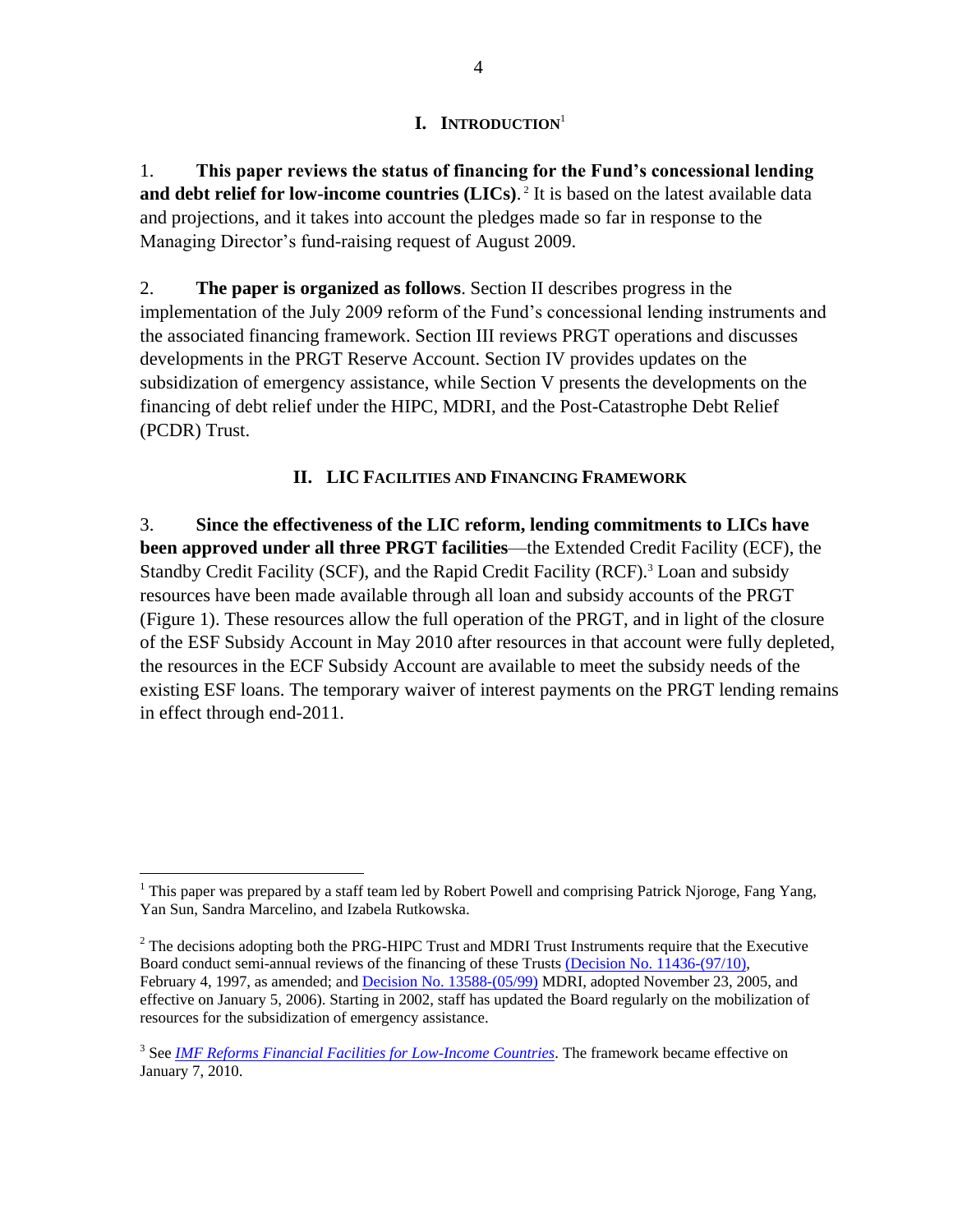## I. INTRODUCTION[1]

1. **This paper reviews the status of financing for the Fund's concessional lending and debt relief for low-income countries (LICs)**.[2] It is based on the latest available data and projections, and it takes into account the pledges made so far in response to the Managing Director's fund-raising request of August 2009.

2. **The paper is organized as follows**. Section II describes progress in the implementation of the July 2009 reform of the Fund's concessional lending instruments and the associated financing framework. Section III reviews PRGT operations and discusses developments in the PRGT Reserve Account. Section IV provides updates on the subsidization of emergency assistance, while Section V presents the developments on the financing of debt relief under the HIPC, MDRI, and the Post-Catastrophe Debt Relief (PCDR) Trust.

## II. LIC FACILITIES AND FINANCING FRAMEWORK

3. **Since the effectiveness of the LIC reform, lending commitments to LICs have been approved under all three PRGT facilities**—the Extended Credit Facility (ECF), the Standby Credit Facility (SCF), and the Rapid Credit Facility (RCF).[3] Loan and subsidy resources have been made available through all loan and subsidy accounts of the PRGT (Figure 1). These resources allow the full operation of the PRGT, and in light of the closure of the ESF Subsidy Account in May 2010 after resources in that account were fully depleted, the resources in the ECF Subsidy Account are available to meet the subsidy needs of the existing ESF loans. The temporary waiver of interest payments on the PRGT lending remains in effect through end-2011.

---

[1] This paper was prepared by a staff team led by Robert Powell and comprising Patrick Njoroge, Fang Yang, Yan Sun, Sandra Marcelino, and Izabela Rutkowska.

[2] The decisions adopting both the PRG-HIPC Trust and MDRI Trust Instruments require that the Executive Board conduct semi-annual reviews of the financing of these Trusts (Decision No. 11436-(97/10), February 4, 1997, as amended; and Decision No. 13588-(05/99) MDRI, adopted November 23, 2005, and effective on January 5, 2006). Starting in 2002, staff has updated the Board regularly on the mobilization of resources for the subsidization of emergency assistance.

[3] See *IMF Reforms Financial Facilities for Low-Income Countries*. The framework became effective on January 7, 2010.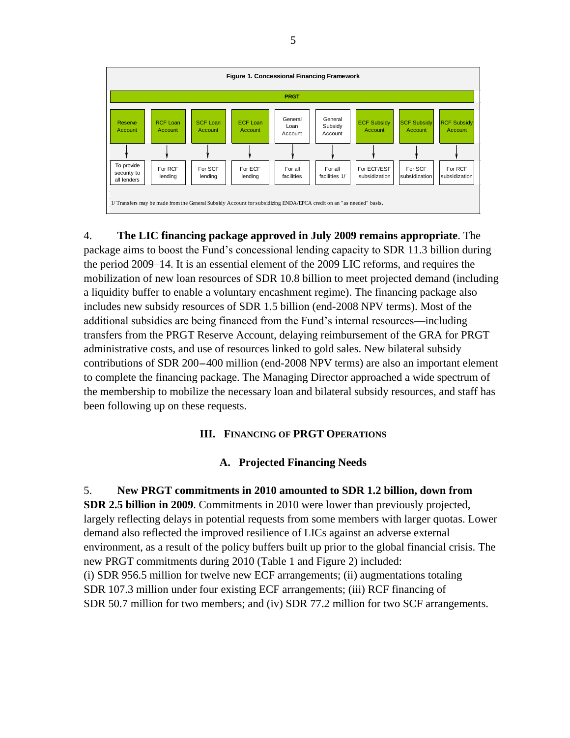**Figure 1. Concessional Financing Framework**

| PRGT | | | | | | | | |
|---|---|---|---|---|---|---|---|---|
| Reserve Account | RCF Loan Account | SCF Loan Account | ECF Loan Account | General Loan Account | General Subsidy Account | ECF Subsidy Account | SCF Subsidy Account | RCF Subsidy Account |
| To provide security to all lenders | For RCF lending | For SCF lending | For ECF lending | For all facilities | For all facilities 1/ | For ECF/ESF subsidization | For SCF subsidization | For RCF subsidization |

1/ Transfers may be made from the General Subsidy Account for subsidizing ENDA/EPCA credit on an "as needed" basis.

4. **The LIC financing package approved in July 2009 remains appropriate**. The package aims to boost the Fund's concessional lending capacity to SDR 11.3 billion during the period 2009–14. It is an essential element of the 2009 LIC reforms, and requires the mobilization of new loan resources of SDR 10.8 billion to meet projected demand (including a liquidity buffer to enable a voluntary encashment regime). The financing package also includes new subsidy resources of SDR 1.5 billion (end-2008 NPV terms). Most of the additional subsidies are being financed from the Fund's internal resources—including transfers from the PRGT Reserve Account, delaying reimbursement of the GRA for PRGT administrative costs, and use of resources linked to gold sales. New bilateral subsidy contributions of SDR 200–400 million (end-2008 NPV terms) are also an important element to complete the financing package. The Managing Director approached a wide spectrum of the membership to mobilize the necessary loan and bilateral subsidy resources, and staff has been following up on these requests.

## III. Financing of PRGT Operations

### A. Projected Financing Needs

5. **New PRGT commitments in 2010 amounted to SDR 1.2 billion, down from SDR 2.5 billion in 2009**. Commitments in 2010 were lower than previously projected, largely reflecting delays in potential requests from some members with larger quotas. Lower demand also reflected the improved resilience of LICs against an adverse external environment, as a result of the policy buffers built up prior to the global financial crisis. The new PRGT commitments during 2010 (Table 1 and Figure 2) included: (i) SDR 956.5 million for twelve new ECF arrangements; (ii) augmentations totaling SDR 107.3 million under four existing ECF arrangements; (iii) RCF financing of SDR 50.7 million for two members; and (iv) SDR 77.2 million for two SCF arrangements.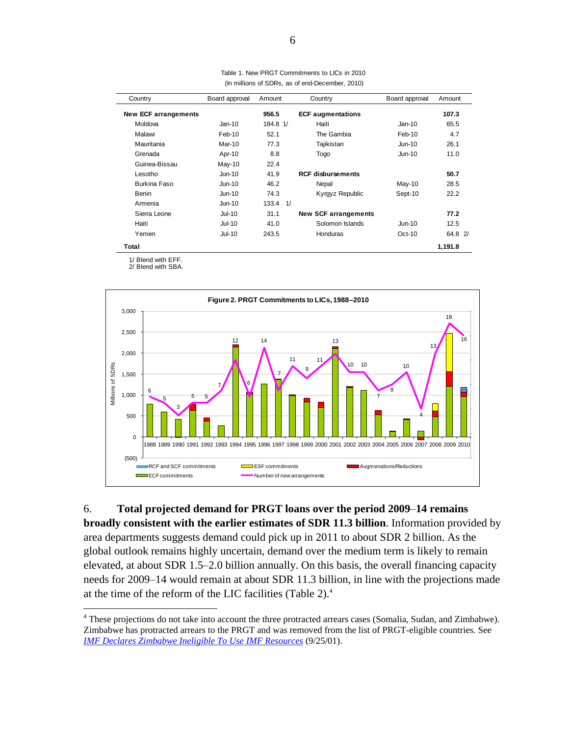Table 1. New PRGT Commitments to LICs in 2010
(In millions of SDRs, as of end-December, 2010)

| Country | Board approval | Amount | Country | Board approval | Amount |
|---|---|---|---|---|---|
| **New ECF arrangements** | | **956.5** | **ECF augmentations** | | **107.3** |
| Moldova | Jan-10 | 184.8 1/ | Haiti | Jan-10 | 65.5 |
| Malawi | Feb-10 | 52.1 | The Gambia | Feb-10 | 4.7 |
| Mauritania | Mar-10 | 77.3 | Tajikistan | Jun-10 | 26.1 |
| Grenada | Apr-10 | 8.8 | Togo | Jun-10 | 11.0 |
| Guinea-Bissau | May-10 | 22.4 | | | |
| Lesotho | Jun-10 | 41.9 | **RCF disbursements** | | **50.7** |
| Burkina Faso | Jun-10 | 46.2 | Nepal | May-10 | 28.5 |
| Benin | Jun-10 | 74.3 | Kyrgyz Republic | Sept-10 | 22.2 |
| Armenia | Jun-10 | 133.4 1/ | | | |
| Sierra Leone | Jul-10 | 31.1 | **New SCF arrangements** | | **77.2** |
| Haiti | Jul-10 | 41.0 | Solomon Islands | Jun-10 | 12.5 |
| Yemen | Jul-10 | 243.5 | Honduras | Oct-10 | 64.8 2/ |
| **Total** | | | | | **1,191.8** |

1/ Blend with EFF.
2/ Blend with SBA.

**Figure 2. PRGT Commitments to LICs, 1988–2010**

6. **Total projected demand for PRGT loans over the period 2009–14 remains broadly consistent with the earlier estimates of SDR 11.3 billion**. Information provided by area departments suggests demand could pick up in 2011 to about SDR 2 billion. As the global outlook remains highly uncertain, demand over the medium term is likely to remain elevated, at about SDR 1.5–2.0 billion annually. On this basis, the overall financing capacity needs for 2009–14 would remain at about SDR 11.3 billion, in line with the projections made at the time of the reform of the LIC facilities (Table 2).[4]

[4] These projections do not take into account the three protracted arrears cases (Somalia, Sudan, and Zimbabwe). Zimbabwe has protracted arrears to the PRGT and was removed from the list of PRGT-eligible countries. See *IMF Declares Zimbabwe Ineligible To Use IMF Resources* (9/25/01).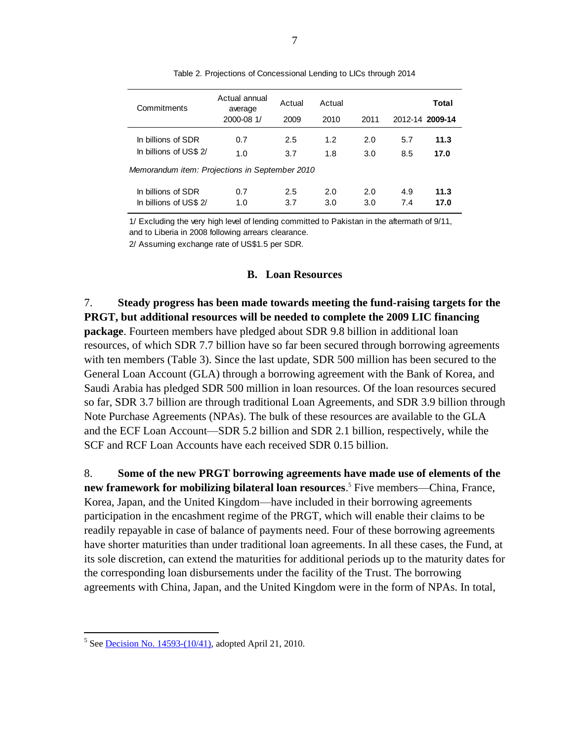Table 2. Projections of Concessional Lending to LICs through 2014

| Commitments | Actual annual average 2000-08 1/ | Actual 2009 | Actual 2010 | 2011 | 2012-14 | **Total 2009-14** |
|---|---|---|---|---|---|---|
| In billions of SDR | 0.7 | 2.5 | 1.2 | 2.0 | 5.7 | **11.3** |
| In billions of US$ 2/ | 1.0 | 3.7 | 1.8 | 3.0 | 8.5 | **17.0** |
| *Memorandum item: Projections in September 2010* | | | | | | |
| In billions of SDR | 0.7 | 2.5 | 2.0 | 2.0 | 4.9 | **11.3** |
| In billions of US$ 2/ | 1.0 | 3.7 | 3.0 | 3.0 | 7.4 | **17.0** |

1/ Excluding the very high level of lending committed to Pakistan in the aftermath of 9/11, and to Liberia in 2008 following arrears clearance.

2/ Assuming exchange rate of US$1.5 per SDR.

### B. Loan Resources

7. **Steady progress has been made towards meeting the fund-raising targets for the PRGT, but additional resources will be needed to complete the 2009 LIC financing package**. Fourteen members have pledged about SDR 9.8 billion in additional loan resources, of which SDR 7.7 billion have so far been secured through borrowing agreements with ten members (Table 3). Since the last update, SDR 500 million has been secured to the General Loan Account (GLA) through a borrowing agreement with the Bank of Korea, and Saudi Arabia has pledged SDR 500 million in loan resources. Of the loan resources secured so far, SDR 3.7 billion are through traditional Loan Agreements, and SDR 3.9 billion through Note Purchase Agreements (NPAs). The bulk of these resources are available to the GLA and the ECF Loan Account—SDR 5.2 billion and SDR 2.1 billion, respectively, while the SCF and RCF Loan Accounts have each received SDR 0.15 billion.

8. **Some of the new PRGT borrowing agreements have made use of elements of the new framework for mobilizing bilateral loan resources**.[5] Five members—China, France, Korea, Japan, and the United Kingdom—have included in their borrowing agreements participation in the encashment regime of the PRGT, which will enable their claims to be readily repayable in case of balance of payments need. Four of these borrowing agreements have shorter maturities than under traditional loan agreements. In all these cases, the Fund, at its sole discretion, can extend the maturities for additional periods up to the maturity dates for the corresponding loan disbursements under the facility of the Trust. The borrowing agreements with China, Japan, and the United Kingdom were in the form of NPAs. In total,

[5] See Decision No. 14593-(10/41), adopted April 21, 2010.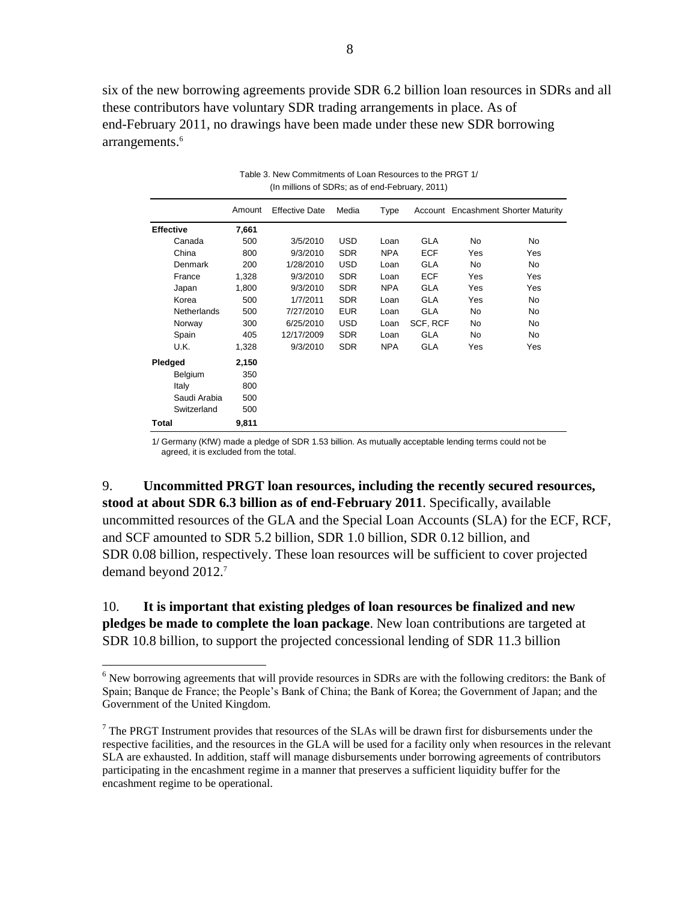six of the new borrowing agreements provide SDR 6.2 billion loan resources in SDRs and all these contributors have voluntary SDR trading arrangements in place. As of end-February 2011, no drawings have been made under these new SDR borrowing arrangements.[6]

Table 3. New Commitments of Loan Resources to the PRGT 1/
(In millions of SDRs; as of end-February, 2011)

| | Amount | Effective Date | Media | Type | Account | Encashment | Shorter Maturity |
|---|---|---|---|---|---|---|---|
| **Effective** | **7,661** | | | | | | |
| Canada | 500 | 3/5/2010 | USD | Loan | GLA | No | No |
| China | 800 | 9/3/2010 | SDR | NPA | ECF | Yes | Yes |
| Denmark | 200 | 1/28/2010 | USD | Loan | GLA | No | No |
| France | 1,328 | 9/3/2010 | SDR | Loan | ECF | Yes | Yes |
| Japan | 1,800 | 9/3/2010 | SDR | NPA | GLA | Yes | Yes |
| Korea | 500 | 1/7/2011 | SDR | Loan | GLA | Yes | No |
| Netherlands | 500 | 7/27/2010 | EUR | Loan | GLA | No | No |
| Norway | 300 | 6/25/2010 | USD | Loan | SCF, RCF | No | No |
| Spain | 405 | 12/17/2009 | SDR | Loan | GLA | No | No |
| U.K. | 1,328 | 9/3/2010 | SDR | NPA | GLA | Yes | Yes |
| **Pledged** | **2,150** | | | | | | |
| Belgium | 350 | | | | | | |
| Italy | 800 | | | | | | |
| Saudi Arabia | 500 | | | | | | |
| Switzerland | 500 | | | | | | |
| **Total** | **9,811** | | | | | | |

1/ Germany (KfW) made a pledge of SDR 1.53 billion. As mutually acceptable lending terms could not be agreed, it is excluded from the total.

9. **Uncommitted PRGT loan resources, including the recently secured resources, stood at about SDR 6.3 billion as of end-February 2011**. Specifically, available uncommitted resources of the GLA and the Special Loan Accounts (SLA) for the ECF, RCF, and SCF amounted to SDR 5.2 billion, SDR 1.0 billion, SDR 0.12 billion, and SDR 0.08 billion, respectively. These loan resources will be sufficient to cover projected demand beyond 2012.[7]

10. **It is important that existing pledges of loan resources be finalized and new pledges be made to complete the loan package**. New loan contributions are targeted at SDR 10.8 billion, to support the projected concessional lending of SDR 11.3 billion

[6] New borrowing agreements that will provide resources in SDRs are with the following creditors: the Bank of Spain; Banque de France; the People's Bank of China; the Bank of Korea; the Government of Japan; and the Government of the United Kingdom.

[7] The PRGT Instrument provides that resources of the SLAs will be drawn first for disbursements under the respective facilities, and the resources in the GLA will be used for a facility only when resources in the relevant SLA are exhausted. In addition, staff will manage disbursements under borrowing agreements of contributors participating in the encashment regime in a manner that preserves a sufficient liquidity buffer for the encashment regime to be operational.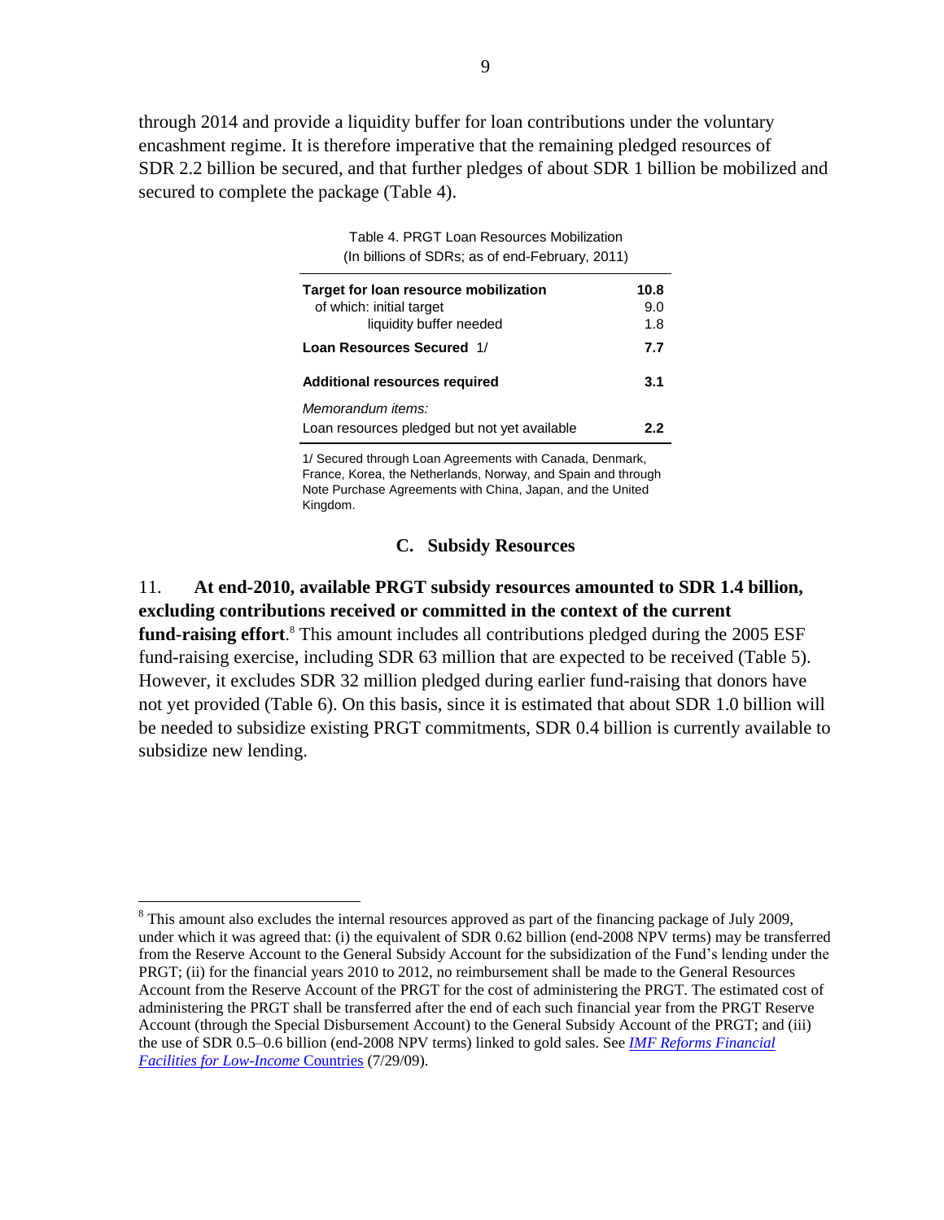through 2014 and provide a liquidity buffer for loan contributions under the voluntary encashment regime. It is therefore imperative that the remaining pledged resources of SDR 2.2 billion be secured, and that further pledges of about SDR 1 billion be mobilized and secured to complete the package (Table 4).

Table 4. PRGT Loan Resources Mobilization
(In billions of SDRs; as of end-February, 2011)

| | |
|---|---|
| **Target for loan resource mobilization** | **10.8** |
| of which: initial target | 9.0 |
| liquidity buffer needed | 1.8 |
| **Loan Resources Secured** 1/ | **7.7** |
| **Additional resources required** | **3.1** |
| *Memorandum items:* | |
| Loan resources pledged but not yet available | **2.2** |

1/ Secured through Loan Agreements with Canada, Denmark, France, Korea, the Netherlands, Norway, and Spain and through Note Purchase Agreements with China, Japan, and the United Kingdom.

## C. Subsidy Resources

11. **At end-2010, available PRGT subsidy resources amounted to SDR 1.4 billion, excluding contributions received or committed in the context of the current fund-raising effort**.[8] This amount includes all contributions pledged during the 2005 ESF fund-raising exercise, including SDR 63 million that are expected to be received (Table 5). However, it excludes SDR 32 million pledged during earlier fund-raising that donors have not yet provided (Table 6). On this basis, since it is estimated that about SDR 1.0 billion will be needed to subsidize existing PRGT commitments, SDR 0.4 billion is currently available to subsidize new lending.

[8] This amount also excludes the internal resources approved as part of the financing package of July 2009, under which it was agreed that: (i) the equivalent of SDR 0.62 billion (end-2008 NPV terms) may be transferred from the Reserve Account to the General Subsidy Account for the subsidization of the Fund's lending under the PRGT; (ii) for the financial years 2010 to 2012, no reimbursement shall be made to the General Resources Account from the Reserve Account of the PRGT for the cost of administering the PRGT. The estimated cost of administering the PRGT shall be transferred after the end of each such financial year from the PRGT Reserve Account (through the Special Disbursement Account) to the General Subsidy Account of the PRGT; and (iii) the use of SDR 0.5–0.6 billion (end-2008 NPV terms) linked to gold sales. See *IMF Reforms Financial Facilities for Low-Income* Countries (7/29/09).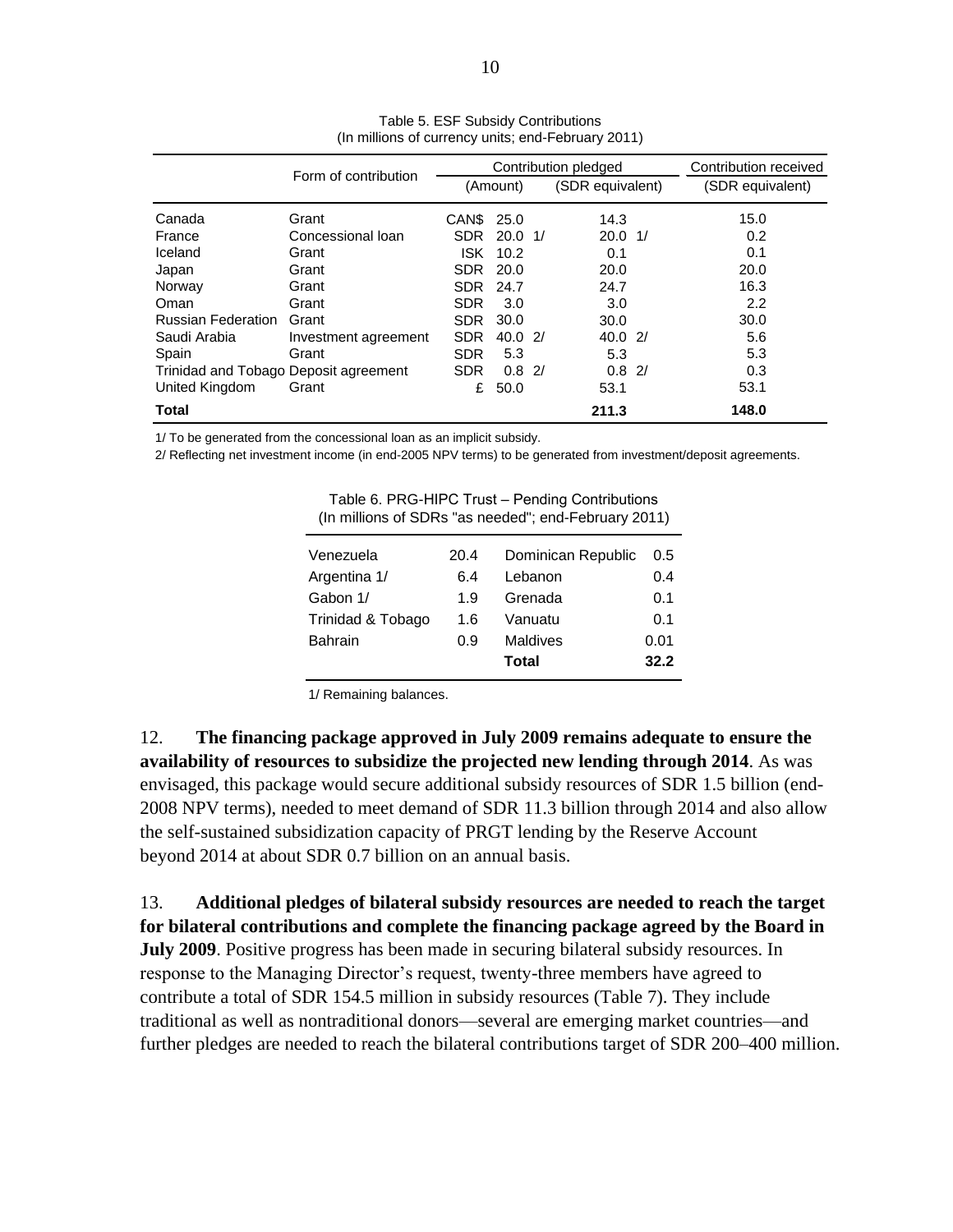Table 5. ESF Subsidy Contributions
(In millions of currency units; end-February 2011)

| | Form of contribution | Contribution pledged | | Contribution received |
|---|---|---|---|---|
| | | (Amount) | (SDR equivalent) | (SDR equivalent) |
| Canada | Grant | CAN$ 25.0 | 14.3 | 15.0 |
| France | Concessional loan | SDR 20.0 1/ | 20.0 1/ | 0.2 |
| Iceland | Grant | ISK 10.2 | 0.1 | 0.1 |
| Japan | Grant | SDR 20.0 | 20.0 | 20.0 |
| Norway | Grant | SDR 24.7 | 24.7 | 16.3 |
| Oman | Grant | SDR 3.0 | 3.0 | 2.2 |
| Russian Federation | Grant | SDR 30.0 | 30.0 | 30.0 |
| Saudi Arabia | Investment agreement | SDR 40.0 2/ | 40.0 2/ | 5.6 |
| Spain | Grant | SDR 5.3 | 5.3 | 5.3 |
| Trinidad and Tobago | Deposit agreement | SDR 0.8 2/ | 0.8 2/ | 0.3 |
| United Kingdom | Grant | £ 50.0 | 53.1 | 53.1 |
| **Total** | | | **211.3** | **148.0** |

1/ To be generated from the concessional loan as an implicit subsidy.

2/ Reflecting net investment income (in end-2005 NPV terms) to be generated from investment/deposit agreements.

Table 6. PRG-HIPC Trust – Pending Contributions
(In millions of SDRs "as needed"; end-February 2011)

| | | | |
|---|---|---|---|
| Venezuela | 20.4 | Dominican Republic | 0.5 |
| Argentina 1/ | 6.4 | Lebanon | 0.4 |
| Gabon 1/ | 1.9 | Grenada | 0.1 |
| Trinidad & Tobago | 1.6 | Vanuatu | 0.1 |
| Bahrain | 0.9 | Maldives | 0.01 |
| | | **Total** | **32.2** |

1/ Remaining balances.

12. **The financing package approved in July 2009 remains adequate to ensure the availability of resources to subsidize the projected new lending through 2014**. As was envisaged, this package would secure additional subsidy resources of SDR 1.5 billion (end-2008 NPV terms), needed to meet demand of SDR 11.3 billion through 2014 and also allow the self-sustained subsidization capacity of PRGT lending by the Reserve Account beyond 2014 at about SDR 0.7 billion on an annual basis.

13. **Additional pledges of bilateral subsidy resources are needed to reach the target for bilateral contributions and complete the financing package agreed by the Board in July 2009**. Positive progress has been made in securing bilateral subsidy resources. In response to the Managing Director's request, twenty-three members have agreed to contribute a total of SDR 154.5 million in subsidy resources (Table 7). They include traditional as well as nontraditional donors—several are emerging market countries—and further pledges are needed to reach the bilateral contributions target of SDR 200–400 million.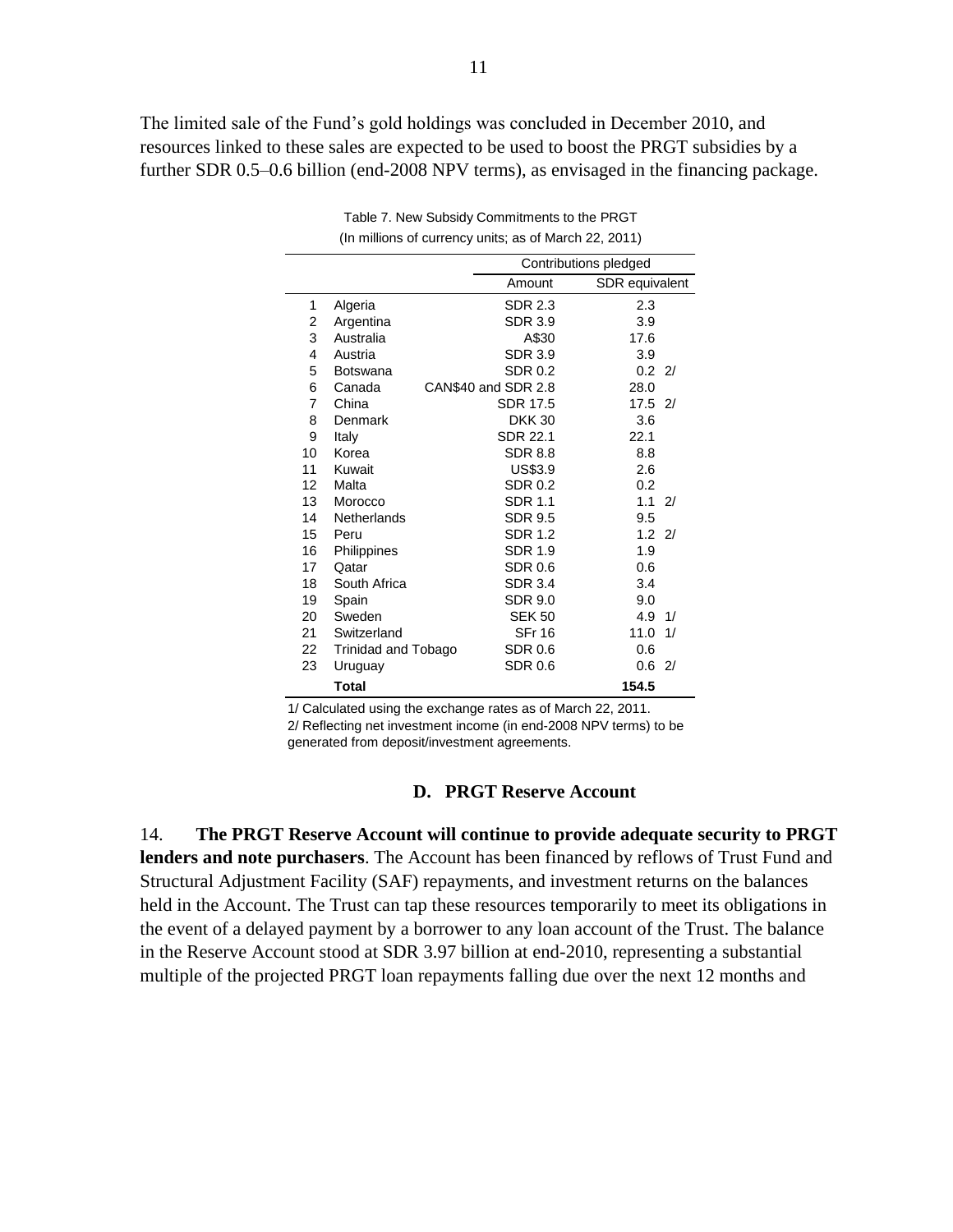The limited sale of the Fund's gold holdings was concluded in December 2010, and resources linked to these sales are expected to be used to boost the PRGT subsidies by a further SDR 0.5–0.6 billion (end-2008 NPV terms), as envisaged in the financing package.

Table 7. New Subsidy Commitments to the PRGT
(In millions of currency units; as of March 22, 2011)

| | | Contributions pledged | | |
|---|---|---|---|---|
| | | Amount | SDR equivalent | |
| 1 | Algeria | SDR 2.3 | 2.3 | |
| 2 | Argentina | SDR 3.9 | 3.9 | |
| 3 | Australia | A$30 | 17.6 | |
| 4 | Austria | SDR 3.9 | 3.9 | |
| 5 | Botswana | SDR 0.2 | 0.2 | 2/ |
| 6 | Canada | CAN$40 and SDR 2.8 | 28.0 | |
| 7 | China | SDR 17.5 | 17.5 | 2/ |
| 8 | Denmark | DKK 30 | 3.6 | |
| 9 | Italy | SDR 22.1 | 22.1 | |
| 10 | Korea | SDR 8.8 | 8.8 | |
| 11 | Kuwait | US$3.9 | 2.6 | |
| 12 | Malta | SDR 0.2 | 0.2 | |
| 13 | Morocco | SDR 1.1 | 1.1 | 2/ |
| 14 | Netherlands | SDR 9.5 | 9.5 | |
| 15 | Peru | SDR 1.2 | 1.2 | 2/ |
| 16 | Philippines | SDR 1.9 | 1.9 | |
| 17 | Qatar | SDR 0.6 | 0.6 | |
| 18 | South Africa | SDR 3.4 | 3.4 | |
| 19 | Spain | SDR 9.0 | 9.0 | |
| 20 | Sweden | SEK 50 | 4.9 | 1/ |
| 21 | Switzerland | SFr 16 | 11.0 | 1/ |
| 22 | Trinidad and Tobago | SDR 0.6 | 0.6 | |
| 23 | Uruguay | SDR 0.6 | 0.6 | 2/ |
| | **Total** | | **154.5** | |

1/ Calculated using the exchange rates as of March 22, 2011.
2/ Reflecting net investment income (in end-2008 NPV terms) to be generated from deposit/investment agreements.

### D. PRGT Reserve Account

14. **The PRGT Reserve Account will continue to provide adequate security to PRGT lenders and note purchasers**. The Account has been financed by reflows of Trust Fund and Structural Adjustment Facility (SAF) repayments, and investment returns on the balances held in the Account. The Trust can tap these resources temporarily to meet its obligations in the event of a delayed payment by a borrower to any loan account of the Trust. The balance in the Reserve Account stood at SDR 3.97 billion at end-2010, representing a substantial multiple of the projected PRGT loan repayments falling due over the next 12 months and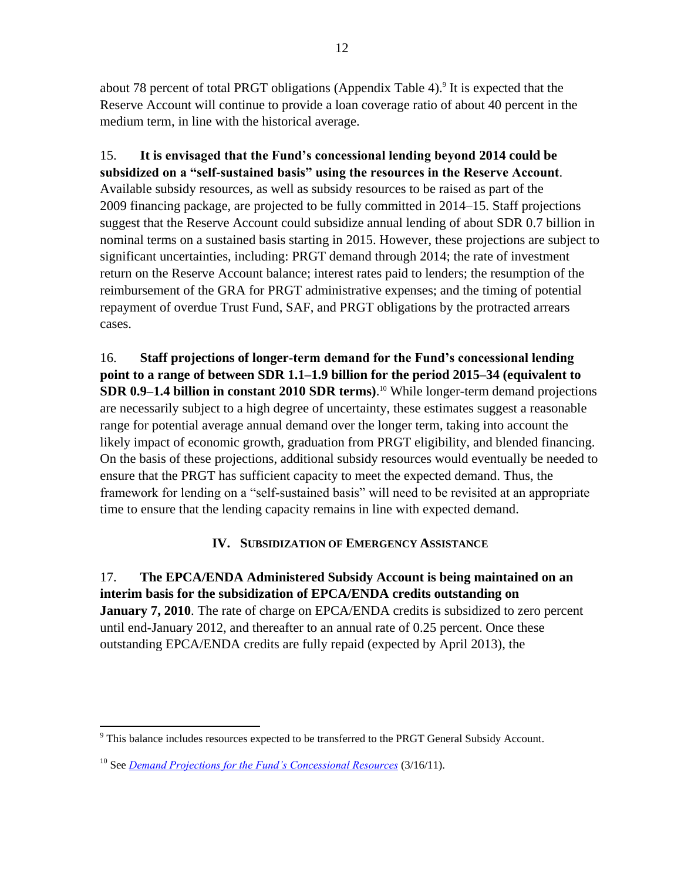about 78 percent of total PRGT obligations (Appendix Table 4).[9] It is expected that the Reserve Account will continue to provide a loan coverage ratio of about 40 percent in the medium term, in line with the historical average.

15. **It is envisaged that the Fund's concessional lending beyond 2014 could be subsidized on a "self-sustained basis" using the resources in the Reserve Account**. Available subsidy resources, as well as subsidy resources to be raised as part of the 2009 financing package, are projected to be fully committed in 2014–15. Staff projections suggest that the Reserve Account could subsidize annual lending of about SDR 0.7 billion in nominal terms on a sustained basis starting in 2015. However, these projections are subject to significant uncertainties, including: PRGT demand through 2014; the rate of investment return on the Reserve Account balance; interest rates paid to lenders; the resumption of the reimbursement of the GRA for PRGT administrative expenses; and the timing of potential repayment of overdue Trust Fund, SAF, and PRGT obligations by the protracted arrears cases.

16. **Staff projections of longer-term demand for the Fund's concessional lending point to a range of between SDR 1.1–1.9 billion for the period 2015–34 (equivalent to SDR 0.9–1.4 billion in constant 2010 SDR terms)**.[10] While longer-term demand projections are necessarily subject to a high degree of uncertainty, these estimates suggest a reasonable range for potential average annual demand over the longer term, taking into account the likely impact of economic growth, graduation from PRGT eligibility, and blended financing. On the basis of these projections, additional subsidy resources would eventually be needed to ensure that the PRGT has sufficient capacity to meet the expected demand. Thus, the framework for lending on a "self-sustained basis" will need to be revisited at an appropriate time to ensure that the lending capacity remains in line with expected demand.

## IV. Subsidization of Emergency Assistance

17. **The EPCA/ENDA Administered Subsidy Account is being maintained on an interim basis for the subsidization of EPCA/ENDA credits outstanding on January 7, 2010**. The rate of charge on EPCA/ENDA credits is subsidized to zero percent until end-January 2012, and thereafter to an annual rate of 0.25 percent. Once these outstanding EPCA/ENDA credits are fully repaid (expected by April 2013), the

---

[9] This balance includes resources expected to be transferred to the PRGT General Subsidy Account.

[10] See *Demand Projections for the Fund's Concessional Resources* (3/16/11).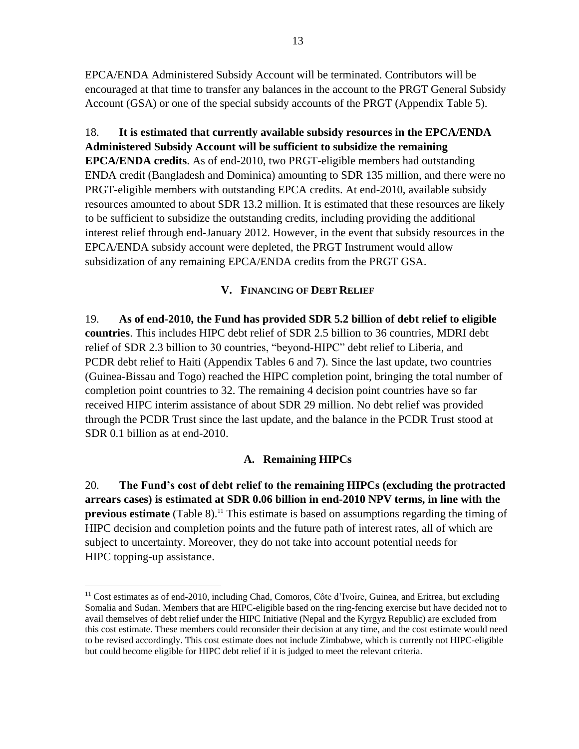EPCA/ENDA Administered Subsidy Account will be terminated. Contributors will be encouraged at that time to transfer any balances in the account to the PRGT General Subsidy Account (GSA) or one of the special subsidy accounts of the PRGT (Appendix Table 5).

18. **It is estimated that currently available subsidy resources in the EPCA/ENDA Administered Subsidy Account will be sufficient to subsidize the remaining EPCA/ENDA credits**. As of end-2010, two PRGT-eligible members had outstanding ENDA credit (Bangladesh and Dominica) amounting to SDR 135 million, and there were no PRGT-eligible members with outstanding EPCA credits. At end-2010, available subsidy resources amounted to about SDR 13.2 million. It is estimated that these resources are likely to be sufficient to subsidize the outstanding credits, including providing the additional interest relief through end-January 2012. However, in the event that subsidy resources in the EPCA/ENDA subsidy account were depleted, the PRGT Instrument would allow subsidization of any remaining EPCA/ENDA credits from the PRGT GSA.

## V. Financing of Debt Relief

19. **As of end-2010, the Fund has provided SDR 5.2 billion of debt relief to eligible countries**. This includes HIPC debt relief of SDR 2.5 billion to 36 countries, MDRI debt relief of SDR 2.3 billion to 30 countries, "beyond-HIPC" debt relief to Liberia, and PCDR debt relief to Haiti (Appendix Tables 6 and 7). Since the last update, two countries (Guinea-Bissau and Togo) reached the HIPC completion point, bringing the total number of completion point countries to 32. The remaining 4 decision point countries have so far received HIPC interim assistance of about SDR 29 million. No debt relief was provided through the PCDR Trust since the last update, and the balance in the PCDR Trust stood at SDR 0.1 billion as at end-2010.

### A. Remaining HIPCs

20. **The Fund's cost of debt relief to the remaining HIPCs (excluding the protracted arrears cases) is estimated at SDR 0.06 billion in end-2010 NPV terms, in line with the previous estimate** (Table 8).[11] This estimate is based on assumptions regarding the timing of HIPC decision and completion points and the future path of interest rates, all of which are subject to uncertainty. Moreover, they do not take into account potential needs for HIPC topping-up assistance.

[11] Cost estimates as of end-2010, including Chad, Comoros, Côte d'Ivoire, Guinea, and Eritrea, but excluding Somalia and Sudan. Members that are HIPC-eligible based on the ring-fencing exercise but have decided not to avail themselves of debt relief under the HIPC Initiative (Nepal and the Kyrgyz Republic) are excluded from this cost estimate. These members could reconsider their decision at any time, and the cost estimate would need to be revised accordingly. This cost estimate does not include Zimbabwe, which is currently not HIPC-eligible but could become eligible for HIPC debt relief if it is judged to meet the relevant criteria.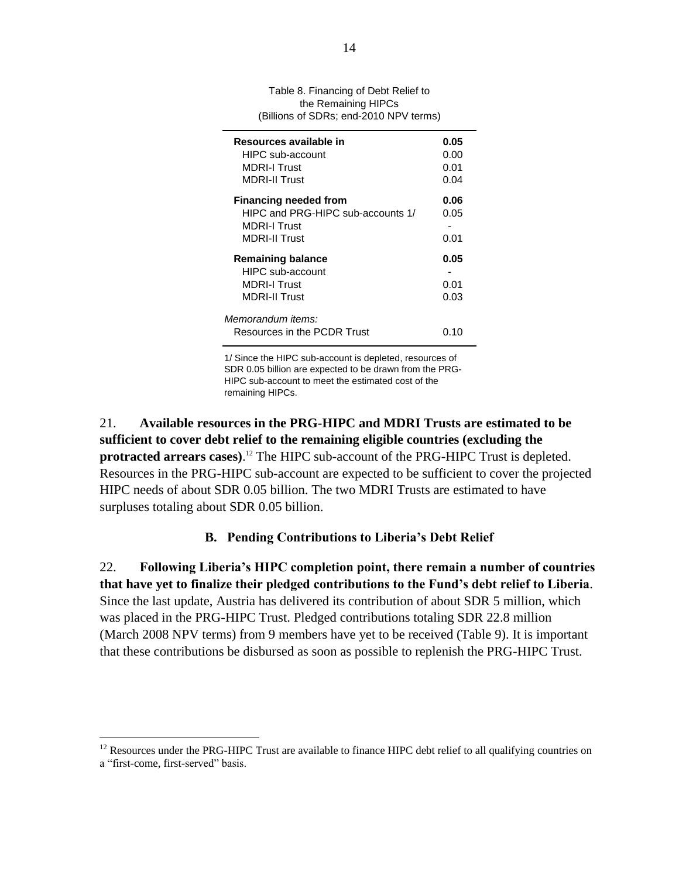Table 8. Financing of Debt Relief to the Remaining HIPCs
(Billions of SDRs; end-2010 NPV terms)

| | |
|---|---|
| **Resources available in** | **0.05** |
| HIPC sub-account | 0.00 |
| MDRI-I Trust | 0.01 |
| MDRI-II Trust | 0.04 |
| **Financing needed from** | **0.06** |
| HIPC and PRG-HIPC sub-accounts 1/ | 0.05 |
| MDRI-I Trust | - |
| MDRI-II Trust | 0.01 |
| **Remaining balance** | **0.05** |
| HIPC sub-account | - |
| MDRI-I Trust | 0.01 |
| MDRI-II Trust | 0.03 |
| *Memorandum items:* | |
| Resources in the PCDR Trust | 0.10 |

1/ Since the HIPC sub-account is depleted, resources of SDR 0.05 billion are expected to be drawn from the PRG-HIPC sub-account to meet the estimated cost of the remaining HIPCs.

21. **Available resources in the PRG-HIPC and MDRI Trusts are estimated to be sufficient to cover debt relief to the remaining eligible countries (excluding the protracted arrears cases)**.[12] The HIPC sub-account of the PRG-HIPC Trust is depleted. Resources in the PRG-HIPC sub-account are expected to be sufficient to cover the projected HIPC needs of about SDR 0.05 billion. The two MDRI Trusts are estimated to have surpluses totaling about SDR 0.05 billion.

### B. Pending Contributions to Liberia's Debt Relief

22. **Following Liberia's HIPC completion point, there remain a number of countries that have yet to finalize their pledged contributions to the Fund's debt relief to Liberia**. Since the last update, Austria has delivered its contribution of about SDR 5 million, which was placed in the PRG-HIPC Trust. Pledged contributions totaling SDR 22.8 million (March 2008 NPV terms) from 9 members have yet to be received (Table 9). It is important that these contributions be disbursed as soon as possible to replenish the PRG-HIPC Trust.

[12] Resources under the PRG-HIPC Trust are available to finance HIPC debt relief to all qualifying countries on a "first-come, first-served" basis.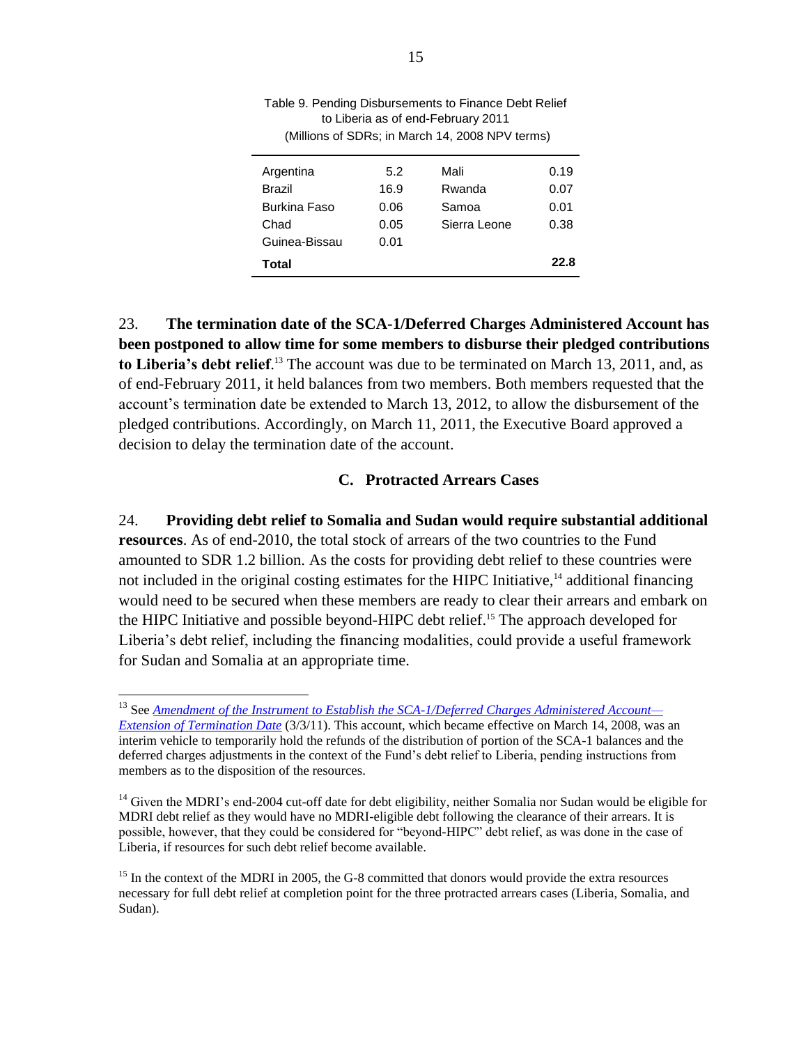Table 9. Pending Disbursements to Finance Debt Relief to Liberia as of end-February 2011
(Millions of SDRs; in March 14, 2008 NPV terms)

| | | | |
|---|---|---|---|
| Argentina | 5.2 | Mali | 0.19 |
| Brazil | 16.9 | Rwanda | 0.07 |
| Burkina Faso | 0.06 | Samoa | 0.01 |
| Chad | 0.05 | Sierra Leone | 0.38 |
| Guinea-Bissau | 0.01 | | |
| **Total** | | | **22.8** |

23. **The termination date of the SCA-1/Deferred Charges Administered Account has been postponed to allow time for some members to disburse their pledged contributions to Liberia's debt relief**.[13] The account was due to be terminated on March 13, 2011, and, as of end-February 2011, it held balances from two members. Both members requested that the account's termination date be extended to March 13, 2012, to allow the disbursement of the pledged contributions. Accordingly, on March 11, 2011, the Executive Board approved a decision to delay the termination date of the account.

### C. Protracted Arrears Cases

24. **Providing debt relief to Somalia and Sudan would require substantial additional resources**. As of end-2010, the total stock of arrears of the two countries to the Fund amounted to SDR 1.2 billion. As the costs for providing debt relief to these countries were not included in the original costing estimates for the HIPC Initiative,[14] additional financing would need to be secured when these members are ready to clear their arrears and embark on the HIPC Initiative and possible beyond-HIPC debt relief.[15] The approach developed for Liberia's debt relief, including the financing modalities, could provide a useful framework for Sudan and Somalia at an appropriate time.

---

[13] See *Amendment of the Instrument to Establish the SCA-1/Deferred Charges Administered Account—Extension of Termination Date* (3/3/11). This account, which became effective on March 14, 2008, was an interim vehicle to temporarily hold the refunds of the distribution of portion of the SCA-1 balances and the deferred charges adjustments in the context of the Fund's debt relief to Liberia, pending instructions from members as to the disposition of the resources.

[14] Given the MDRI's end-2004 cut-off date for debt eligibility, neither Somalia nor Sudan would be eligible for MDRI debt relief as they would have no MDRI-eligible debt following the clearance of their arrears. It is possible, however, that they could be considered for "beyond-HIPC" debt relief, as was done in the case of Liberia, if resources for such debt relief become available.

[15] In the context of the MDRI in 2005, the G-8 committed that donors would provide the extra resources necessary for full debt relief at completion point for the three protracted arrears cases (Liberia, Somalia, and Sudan).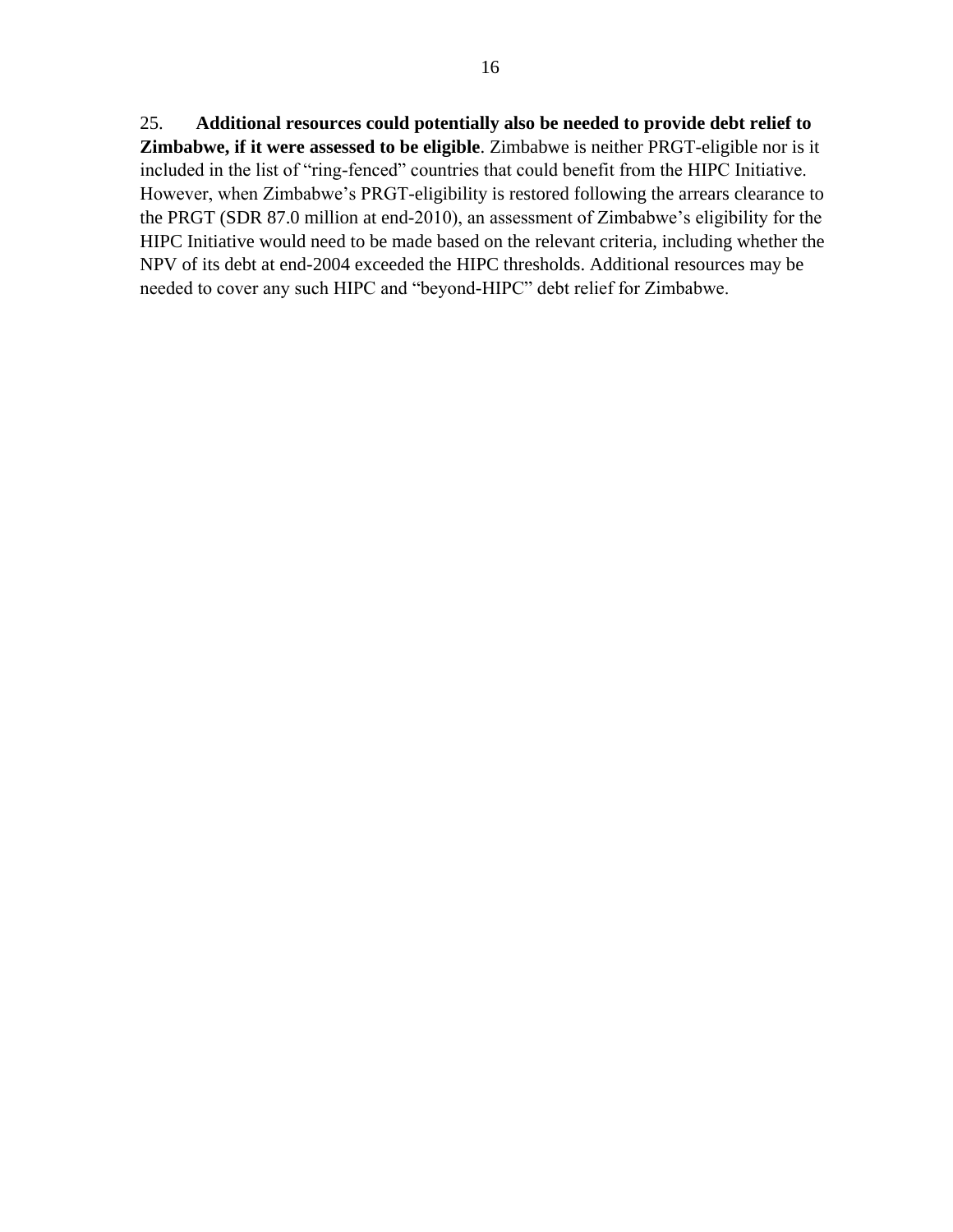25. **Additional resources could potentially also be needed to provide debt relief to Zimbabwe, if it were assessed to be eligible**. Zimbabwe is neither PRGT-eligible nor is it included in the list of "ring-fenced" countries that could benefit from the HIPC Initiative. However, when Zimbabwe's PRGT-eligibility is restored following the arrears clearance to the PRGT (SDR 87.0 million at end-2010), an assessment of Zimbabwe's eligibility for the HIPC Initiative would need to be made based on the relevant criteria, including whether the NPV of its debt at end-2004 exceeded the HIPC thresholds. Additional resources may be needed to cover any such HIPC and "beyond-HIPC" debt relief for Zimbabwe.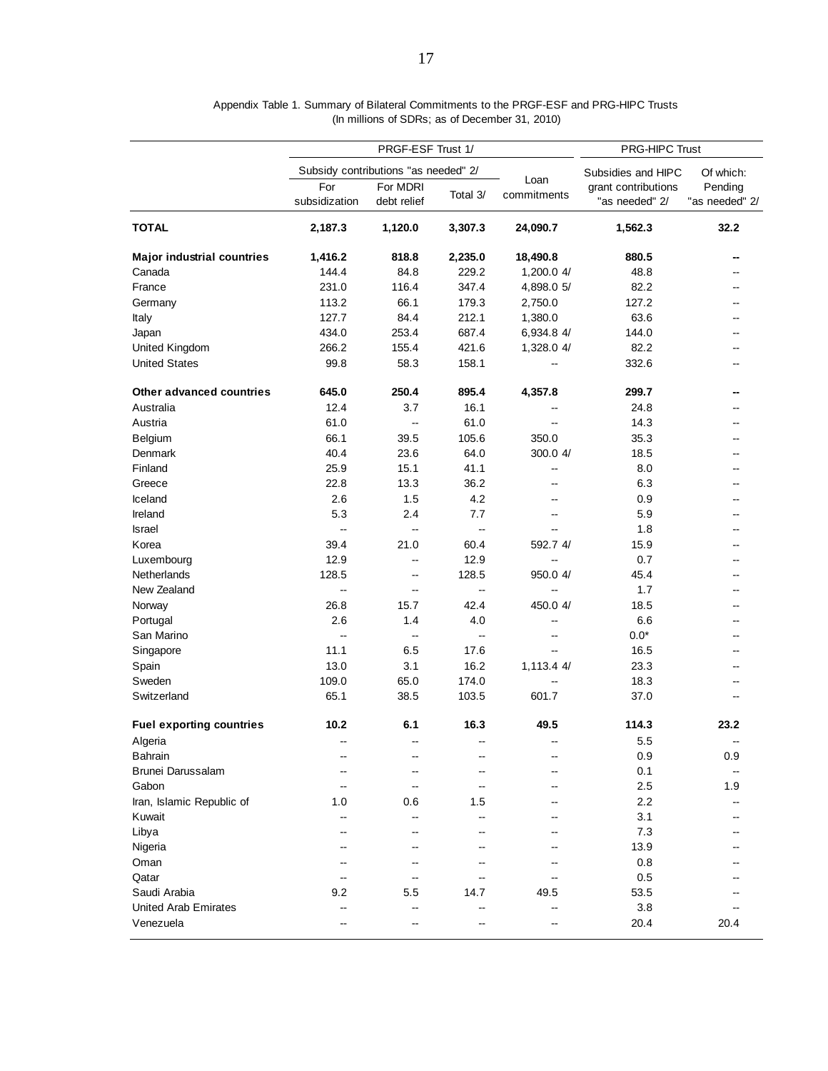Appendix Table 1. Summary of Bilateral Commitments to the PRGF-ESF and PRG-HIPC Trusts
(In millions of SDRs; as of December 31, 2010)

| | PRGF-ESF Trust 1/ | | | | PRG-HIPC Trust | |
|---|---|---|---|---|---|---|
| | Subsidy contributions "as needed" 2/ | | | Loan commitments | Subsidies and HIPC grant contributions "as needed" 2/ | Of which: Pending "as needed" 2/ |
| | For subsidization | For MDRI debt relief | Total 3/ | | | |
| **TOTAL** | **2,187.3** | **1,120.0** | **3,307.3** | **24,090.7** | **1,562.3** | **32.2** |
| **Major industrial countries** | **1,416.2** | **818.8** | **2,235.0** | **18,490.8** | **880.5** | **--** |
| Canada | 144.4 | 84.8 | 229.2 | 1,200.0 4/ | 48.8 | -- |
| France | 231.0 | 116.4 | 347.4 | 4,898.0 5/ | 82.2 | -- |
| Germany | 113.2 | 66.1 | 179.3 | 2,750.0 | 127.2 | -- |
| Italy | 127.7 | 84.4 | 212.1 | 1,380.0 | 63.6 | -- |
| Japan | 434.0 | 253.4 | 687.4 | 6,934.8 4/ | 144.0 | -- |
| United Kingdom | 266.2 | 155.4 | 421.6 | 1,328.0 4/ | 82.2 | -- |
| United States | 99.8 | 58.3 | 158.1 | -- | 332.6 | -- |
| **Other advanced countries** | **645.0** | **250.4** | **895.4** | **4,357.8** | **299.7** | **--** |
| Australia | 12.4 | 3.7 | 16.1 | -- | 24.8 | -- |
| Austria | 61.0 | -- | 61.0 | -- | 14.3 | -- |
| Belgium | 66.1 | 39.5 | 105.6 | 350.0 | 35.3 | -- |
| Denmark | 40.4 | 23.6 | 64.0 | 300.0 4/ | 18.5 | -- |
| Finland | 25.9 | 15.1 | 41.1 | -- | 8.0 | -- |
| Greece | 22.8 | 13.3 | 36.2 | -- | 6.3 | -- |
| Iceland | 2.6 | 1.5 | 4.2 | -- | 0.9 | -- |
| Ireland | 5.3 | 2.4 | 7.7 | -- | 5.9 | -- |
| Israel | -- | -- | -- | -- | 1.8 | -- |
| Korea | 39.4 | 21.0 | 60.4 | 592.7 4/ | 15.9 | -- |
| Luxembourg | 12.9 | -- | 12.9 | -- | 0.7 | -- |
| Netherlands | 128.5 | -- | 128.5 | 950.0 4/ | 45.4 | -- |
| New Zealand | -- | -- | -- | -- | 1.7 | -- |
| Norway | 26.8 | 15.7 | 42.4 | 450.0 4/ | 18.5 | -- |
| Portugal | 2.6 | 1.4 | 4.0 | -- | 6.6 | -- |
| San Marino | -- | -- | -- | -- | 0.0* | -- |
| Singapore | 11.1 | 6.5 | 17.6 | -- | 16.5 | -- |
| Spain | 13.0 | 3.1 | 16.2 | 1,113.4 4/ | 23.3 | -- |
| Sweden | 109.0 | 65.0 | 174.0 | -- | 18.3 | -- |
| Switzerland | 65.1 | 38.5 | 103.5 | 601.7 | 37.0 | -- |
| **Fuel exporting countries** | **10.2** | **6.1** | **16.3** | **49.5** | **114.3** | **23.2** |
| Algeria | -- | -- | -- | -- | 5.5 | -- |
| Bahrain | -- | -- | -- | -- | 0.9 | 0.9 |
| Brunei Darussalam | -- | -- | -- | -- | 0.1 | -- |
| Gabon | -- | -- | -- | -- | 2.5 | 1.9 |
| Iran, Islamic Republic of | 1.0 | 0.6 | 1.5 | -- | 2.2 | -- |
| Kuwait | -- | -- | -- | -- | 3.1 | -- |
| Libya | -- | -- | -- | -- | 7.3 | -- |
| Nigeria | -- | -- | -- | -- | 13.9 | -- |
| Oman | -- | -- | -- | -- | 0.8 | -- |
| Qatar | -- | -- | -- | -- | 0.5 | -- |
| Saudi Arabia | 9.2 | 5.5 | 14.7 | 49.5 | 53.5 | -- |
| United Arab Emirates | -- | -- | -- | -- | 3.8 | -- |
| Venezuela | -- | -- | -- | -- | 20.4 | 20.4 |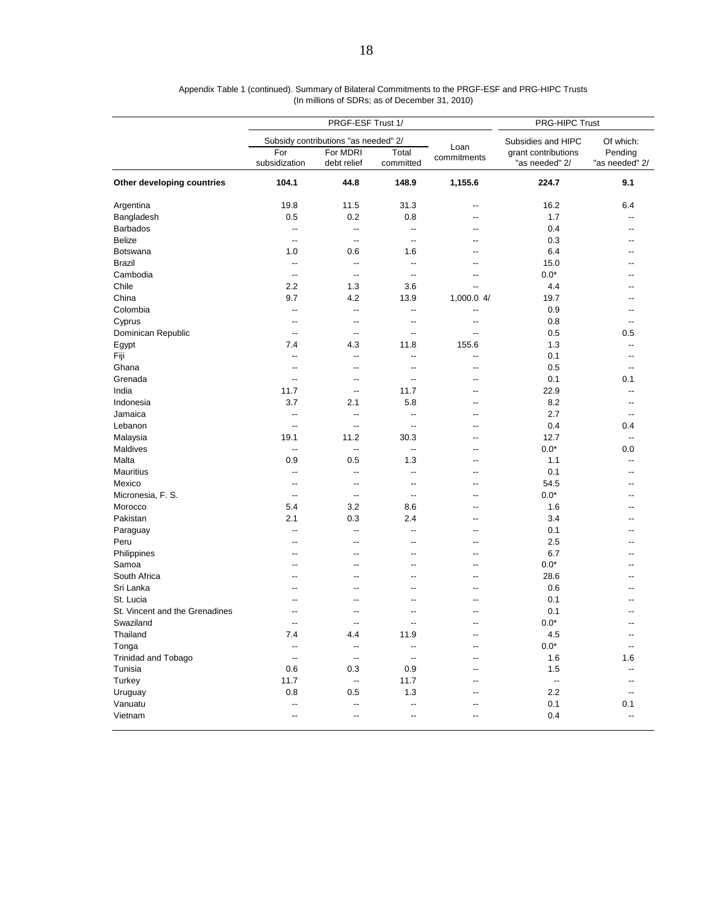Appendix Table 1 (continued). Summary of Bilateral Commitments to the PRGF-ESF and PRG-HIPC Trusts
(In millions of SDRs; as of December 31, 2010)

| | PRGF-ESF Trust 1/ | | | | PRG-HIPC Trust | |
|---|---|---|---|---|---|---|
| | Subsidy contributions "as needed" 2/ | | | Loan commitments | Subsidies and HIPC grant contributions "as needed" 2/ | Of which: Pending "as needed" 2/ |
| | For subsidization | For MDRI debt relief | Total committed | | | |
| **Other developing countries** | **104.1** | **44.8** | **148.9** | **1,155.6** | **224.7** | **9.1** |
| Argentina | 19.8 | 11.5 | 31.3 | -- | 16.2 | 6.4 |
| Bangladesh | 0.5 | 0.2 | 0.8 | -- | 1.7 | -- |
| Barbados | -- | -- | -- | -- | 0.4 | -- |
| Belize | -- | -- | -- | -- | 0.3 | -- |
| Botswana | 1.0 | 0.6 | 1.6 | -- | 6.4 | -- |
| Brazil | -- | -- | -- | -- | 15.0 | -- |
| Cambodia | -- | -- | -- | -- | 0.0* | -- |
| Chile | 2.2 | 1.3 | 3.6 | -- | 4.4 | -- |
| China | 9.7 | 4.2 | 13.9 | 1,000.0 4/ | 19.7 | -- |
| Colombia | -- | -- | -- | -- | 0.9 | -- |
| Cyprus | -- | -- | -- | -- | 0.8 | -- |
| Dominican Republic | -- | -- | -- | -- | 0.5 | 0.5 |
| Egypt | 7.4 | 4.3 | 11.8 | 155.6 | 1.3 | -- |
| Fiji | -- | -- | -- | -- | 0.1 | -- |
| Ghana | -- | -- | -- | -- | 0.5 | -- |
| Grenada | -- | -- | -- | -- | 0.1 | 0.1 |
| India | 11.7 | -- | 11.7 | -- | 22.9 | -- |
| Indonesia | 3.7 | 2.1 | 5.8 | -- | 8.2 | -- |
| Jamaica | -- | -- | -- | -- | 2.7 | -- |
| Lebanon | -- | -- | -- | -- | 0.4 | 0.4 |
| Malaysia | 19.1 | 11.2 | 30.3 | -- | 12.7 | -- |
| Maldives | -- | -- | -- | -- | 0.0* | 0.0 |
| Malta | 0.9 | 0.5 | 1.3 | -- | 1.1 | -- |
| Mauritius | -- | -- | -- | -- | 0.1 | -- |
| Mexico | -- | -- | -- | -- | 54.5 | -- |
| Micronesia, F. S. | -- | -- | -- | -- | 0.0* | -- |
| Morocco | 5.4 | 3.2 | 8.6 | -- | 1.6 | -- |
| Pakistan | 2.1 | 0.3 | 2.4 | -- | 3.4 | -- |
| Paraguay | -- | -- | -- | -- | 0.1 | -- |
| Peru | -- | -- | -- | -- | 2.5 | -- |
| Philippines | -- | -- | -- | -- | 6.7 | -- |
| Samoa | -- | -- | -- | -- | 0.0* | -- |
| South Africa | -- | -- | -- | -- | 28.6 | -- |
| Sri Lanka | -- | -- | -- | -- | 0.6 | -- |
| St. Lucia | -- | -- | -- | -- | 0.1 | -- |
| St. Vincent and the Grenadines | -- | -- | -- | -- | 0.1 | -- |
| Swaziland | -- | -- | -- | -- | 0.0* | -- |
| Thailand | 7.4 | 4.4 | 11.9 | -- | 4.5 | -- |
| Tonga | -- | -- | -- | -- | 0.0* | -- |
| Trinidad and Tobago | -- | -- | -- | -- | 1.6 | 1.6 |
| Tunisia | 0.6 | 0.3 | 0.9 | -- | 1.5 | -- |
| Turkey | 11.7 | -- | 11.7 | -- | -- | -- |
| Uruguay | 0.8 | 0.5 | 1.3 | -- | 2.2 | -- |
| Vanuatu | -- | -- | -- | -- | 0.1 | 0.1 |
| Vietnam | -- | -- | -- | -- | 0.4 | -- |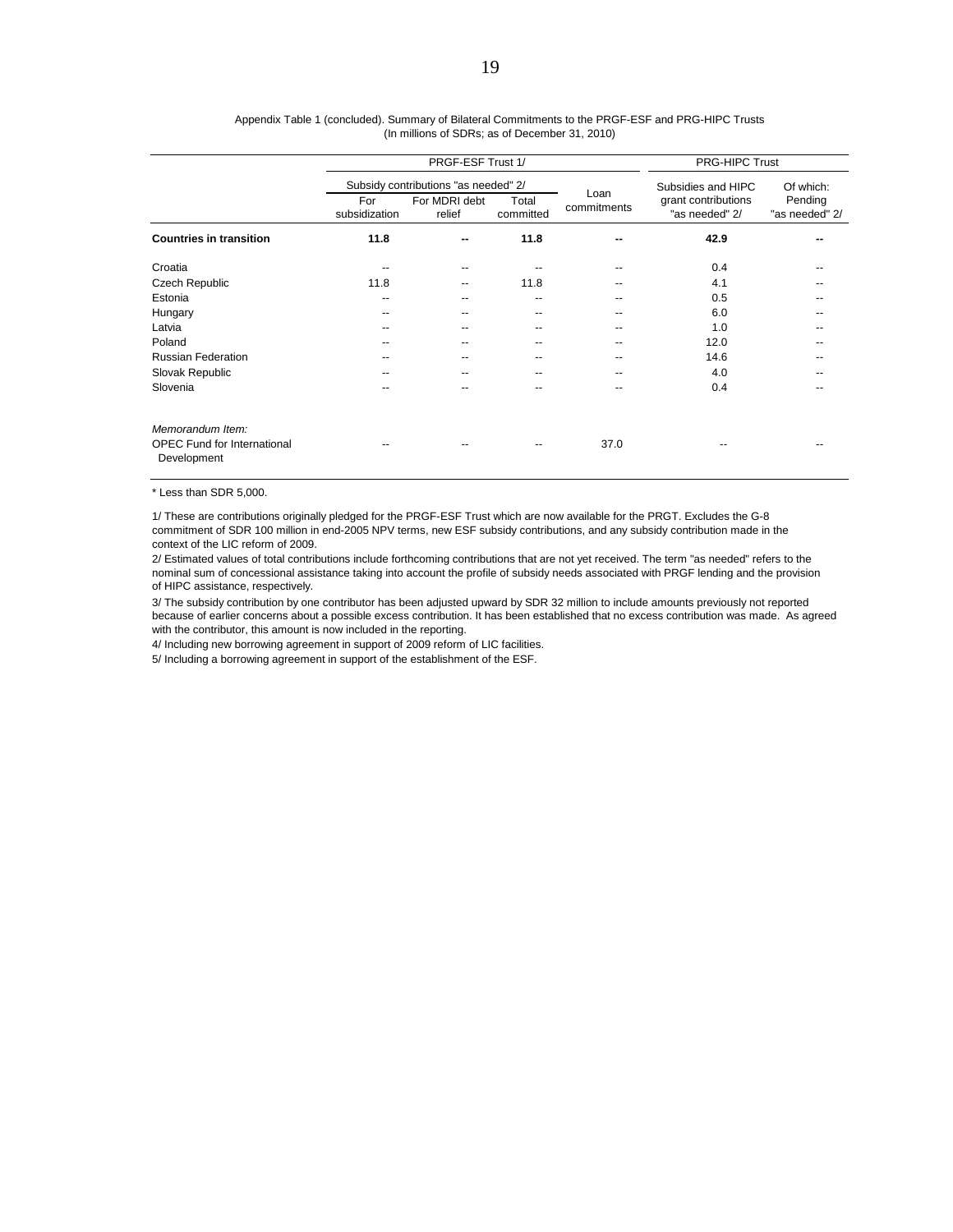Appendix Table 1 (concluded). Summary of Bilateral Commitments to the PRGF-ESF and PRG-HIPC Trusts
(In millions of SDRs; as of December 31, 2010)

| | PRGF-ESF Trust 1/ | | | | PRG-HIPC Trust | |
|---|---|---|---|---|---|---|
| | Subsidy contributions "as needed" 2/ | | | Loan commitments | Subsidies and HIPC grant contributions "as needed" 2/ | Of which: Pending "as needed" 2/ |
| | For subsidization | For MDRI debt relief | Total committed | | | |
| **Countries in transition** | **11.8** | **--** | **11.8** | **--** | **42.9** | **--** |
| Croatia | -- | -- | -- | -- | 0.4 | -- |
| Czech Republic | 11.8 | -- | 11.8 | -- | 4.1 | -- |
| Estonia | -- | -- | -- | -- | 0.5 | -- |
| Hungary | -- | -- | -- | -- | 6.0 | -- |
| Latvia | -- | -- | -- | -- | 1.0 | -- |
| Poland | -- | -- | -- | -- | 12.0 | -- |
| Russian Federation | -- | -- | -- | -- | 14.6 | -- |
| Slovak Republic | -- | -- | -- | -- | 4.0 | -- |
| Slovenia | -- | -- | -- | -- | 0.4 | -- |
| *Memorandum Item:* | | | | | | |
| OPEC Fund for International Development | -- | -- | -- | 37.0 | -- | -- |

* Less than SDR 5,000.

1/ These are contributions originally pledged for the PRGF-ESF Trust which are now available for the PRGT. Excludes the G-8 commitment of SDR 100 million in end-2005 NPV terms, new ESF subsidy contributions, and any subsidy contribution made in the context of the LIC reform of 2009.

2/ Estimated values of total contributions include forthcoming contributions that are not yet received. The term "as needed" refers to the nominal sum of concessional assistance taking into account the profile of subsidy needs associated with PRGF lending and the provision of HIPC assistance, respectively.

3/ The subsidy contribution by one contributor has been adjusted upward by SDR 32 million to include amounts previously not reported because of earlier concerns about a possible excess contribution. It has been established that no excess contribution was made. As agreed with the contributor, this amount is now included in the reporting.

4/ Including new borrowing agreement in support of 2009 reform of LIC facilities.

5/ Including a borrowing agreement in support of the establishment of the ESF.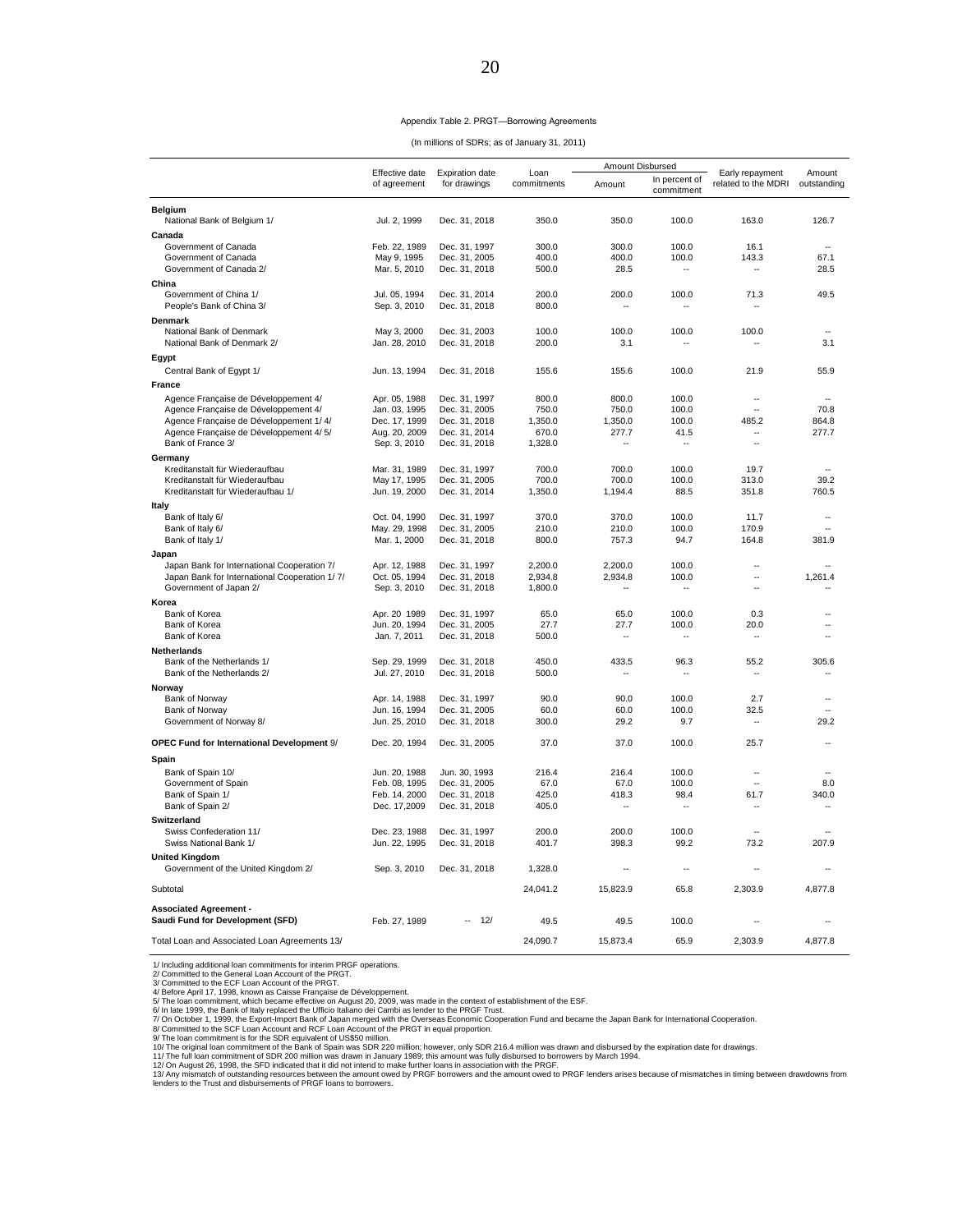Appendix Table 2. PRGT—Borrowing Agreements

(In millions of SDRs; as of January 31, 2011)

| | Effective date of agreement | Expiration date for drawings | Loan commitments | Amount Disbursed | | Early repayment related to the MDRI | Amount outstanding |
|---|---|---|---|---|---|---|---|
| | | | | Amount | In percent of commitment | | |
| **Belgium** | | | | | | | |
| National Bank of Belgium 1/ | Jul. 2, 1999 | Dec. 31, 2018 | 350.0 | 350.0 | 100.0 | 163.0 | 126.7 |
| **Canada** | | | | | | | |
| Government of Canada | Feb. 22, 1989 | Dec. 31, 1997 | 300.0 | 300.0 | 100.0 | 16.1 | -- |
| Government of Canada | May 9, 1995 | Dec. 31, 2005 | 400.0 | 400.0 | 100.0 | 143.3 | 67.1 |
| Government of Canada 2/ | Mar. 5, 2010 | Dec. 31, 2018 | 500.0 | 28.5 | -- | -- | 28.5 |
| **China** | | | | | | | |
| Government of China 1/ | Jul. 05, 1994 | Dec. 31, 2014 | 200.0 | 200.0 | 100.0 | 71.3 | 49.5 |
| People's Bank of China 3/ | Sep. 3, 2010 | Dec. 31, 2018 | 800.0 | -- | -- | -- | |
| **Denmark** | | | | | | | |
| National Bank of Denmark | May 3, 2000 | Dec. 31, 2003 | 100.0 | 100.0 | 100.0 | 100.0 | -- |
| National Bank of Denmark 2/ | Jan. 28, 2010 | Dec. 31, 2018 | 200.0 | 3.1 | -- | -- | 3.1 |
| **Egypt** | | | | | | | |
| Central Bank of Egypt 1/ | Jun. 13, 1994 | Dec. 31, 2018 | 155.6 | 155.6 | 100.0 | 21.9 | 55.9 |
| **France** | | | | | | | |
| Agence Française de Développement 4/ | Apr. 05, 1988 | Dec. 31, 1997 | 800.0 | 800.0 | 100.0 | -- | -- |
| Agence Française de Développement 4/ | Jan. 03, 1995 | Dec. 31, 2005 | 750.0 | 750.0 | 100.0 | -- | 70.8 |
| Agence Française de Développement 1/ 4/ | Dec. 17, 1999 | Dec. 31, 2018 | 1,350.0 | 1,350.0 | 100.0 | 485.2 | 864.8 |
| Agence Française de Développement 4/ 5/ | Aug. 20, 2009 | Dec. 31, 2014 | 670.0 | 277.7 | 41.5 | -- | 277.7 |
| Bank of France 3/ | Sep. 3, 2010 | Dec. 31, 2018 | 1,328.0 | -- | -- | -- | |
| **Germany** | | | | | | | |
| Kreditanstalt für Wiederaufbau | Mar. 31, 1989 | Dec. 31, 1997 | 700.0 | 700.0 | 100.0 | 19.7 | -- |
| Kreditanstalt für Wiederaufbau | May 17, 1995 | Dec. 31, 2005 | 700.0 | 700.0 | 100.0 | 313.0 | 39.2 |
| Kreditanstalt für Wiederaufbau 1/ | Jun. 19, 2000 | Dec. 31, 2014 | 1,350.0 | 1,194.4 | 88.5 | 351.8 | 760.5 |
| **Italy** | | | | | | | |
| Bank of Italy 6/ | Oct. 04, 1990 | Dec. 31, 1997 | 370.0 | 370.0 | 100.0 | 11.7 | -- |
| Bank of Italy 6/ | May. 29, 1998 | Dec. 31, 2005 | 210.0 | 210.0 | 100.0 | 170.9 | -- |
| Bank of Italy 1/ | Mar. 1, 2000 | Dec. 31, 2018 | 800.0 | 757.3 | 94.7 | 164.8 | 381.9 |
| **Japan** | | | | | | | |
| Japan Bank for International Cooperation 7/ | Apr. 12, 1988 | Dec. 31, 1997 | 2,200.0 | 2,200.0 | 100.0 | -- | -- |
| Japan Bank for International Cooperation 1/ 7/ | Oct. 05, 1994 | Dec. 31, 2018 | 2,934.8 | 2,934.8 | 100.0 | -- | 1,261.4 |
| Government of Japan 2/ | Sep. 3, 2010 | Dec. 31, 2018 | 1,800.0 | -- | -- | -- | -- |
| **Korea** | | | | | | | |
| Bank of Korea | Apr. 20 1989 | Dec. 31, 1997 | 65.0 | 65.0 | 100.0 | 0.3 | -- |
| Bank of Korea | Jun. 20, 1994 | Dec. 31, 2005 | 27.7 | 27.7 | 100.0 | 20.0 | -- |
| Bank of Korea | Jan. 7, 2011 | Dec. 31, 2018 | 500.0 | -- | -- | -- | -- |
| **Netherlands** | | | | | | | |
| Bank of the Netherlands 1/ | Sep. 29, 1999 | Dec. 31, 2018 | 450.0 | 433.5 | 96.3 | 55.2 | 305.6 |
| Bank of the Netherlands 2/ | Jul. 27, 2010 | Dec. 31, 2018 | 500.0 | -- | -- | -- | -- |
| **Norway** | | | | | | | |
| Bank of Norway | Apr. 14, 1988 | Dec. 31, 1997 | 90.0 | 90.0 | 100.0 | 2.7 | -- |
| Bank of Norway | Jun. 16, 1994 | Dec. 31, 2005 | 60.0 | 60.0 | 100.0 | 32.5 | -- |
| Government of Norway 8/ | Jun. 25, 2010 | Dec. 31, 2018 | 300.0 | 29.2 | 9.7 | -- | 29.2 |
| **OPEC Fund for International Development** 9/ | Dec. 20, 1994 | Dec. 31, 2005 | 37.0 | 37.0 | 100.0 | 25.7 | -- |
| **Spain** | | | | | | | |
| Bank of Spain 10/ | Jun. 20, 1988 | Jun. 30, 1993 | 216.4 | 216.4 | 100.0 | -- | -- |
| Government of Spain | Feb. 08, 1995 | Dec. 31, 2005 | 67.0 | 67.0 | 100.0 | -- | 8.0 |
| Bank of Spain 1/ | Feb. 14, 2000 | Dec. 31, 2018 | 425.0 | 418.3 | 98.4 | 61.7 | 340.0 |
| Bank of Spain 2/ | Dec. 17,2009 | Dec. 31, 2018 | 405.0 | -- | -- | -- | -- |
| **Switzerland** | | | | | | | |
| Swiss Confederation 11/ | Dec. 23, 1988 | Dec. 31, 1997 | 200.0 | 200.0 | 100.0 | -- | -- |
| Swiss National Bank 1/ | Jun. 22, 1995 | Dec. 31, 2018 | 401.7 | 398.3 | 99.2 | 73.2 | 207.9 |
| **United Kingdom** | | | | | | | |
| Government of the United Kingdom 2/ | Sep. 3, 2010 | Dec. 31, 2018 | 1,328.0 | -- | -- | -- | -- |
| Subtotal | | | 24,041.2 | 15,823.9 | 65.8 | 2,303.9 | 4,877.8 |
| **Associated Agreement - Saudi Fund for Development (SFD)** | Feb. 27, 1989 | -- 12/ | 49.5 | 49.5 | 100.0 | -- | -- |
| Total Loan and Associated Loan Agreements 13/ | | | 24,090.7 | 15,873.4 | 65.9 | 2,303.9 | 4,877.8 |

1/ Including additional loan commitments for interim PRGF operations.
2/ Committed to the General Loan Account of the PRGT.
3/ Committed to the ECF Loan Account of the PRGT.
4/ Before April 17, 1998, known as Caisse Française de Développement.
5/ The loan commitment, which became effective on August 20, 2009, was made in the context of establishment of the ESF.
6/ In late 1999, the Bank of Italy replaced the Ufficio Italiano dei Cambi as lender to the PRGF Trust.
7/ On October 1, 1999, the Export-Import Bank of Japan merged with the Overseas Economic Cooperation Fund and became the Japan Bank for International Cooperation.
8/ Committed to the SCF Loan Account and RCF Loan Account of the PRGT in equal proportion.
9/ The loan commitment is for the SDR equivalent of US$50 million.
10/ The original loan commitment of the Bank of Spain was SDR 220 million; however, only SDR 216.4 million was drawn and disbursed by the expiration date for drawings.
11/ The full loan commitment of SDR 200 million was drawn in January 1989; this amount was fully disbursed to borrowers by March 1994.
12/ On August 26, 1998, the SFD indicated that it did not intend to make further loans in association with the PRGF.
13/ Any mismatch of outstanding resources between the amount owed by PRGF borrowers and the amount owed to PRGF lenders arises because of mismatches in timing between drawdowns from lenders to the Trust and disbursements of PRGF loans to borrowers.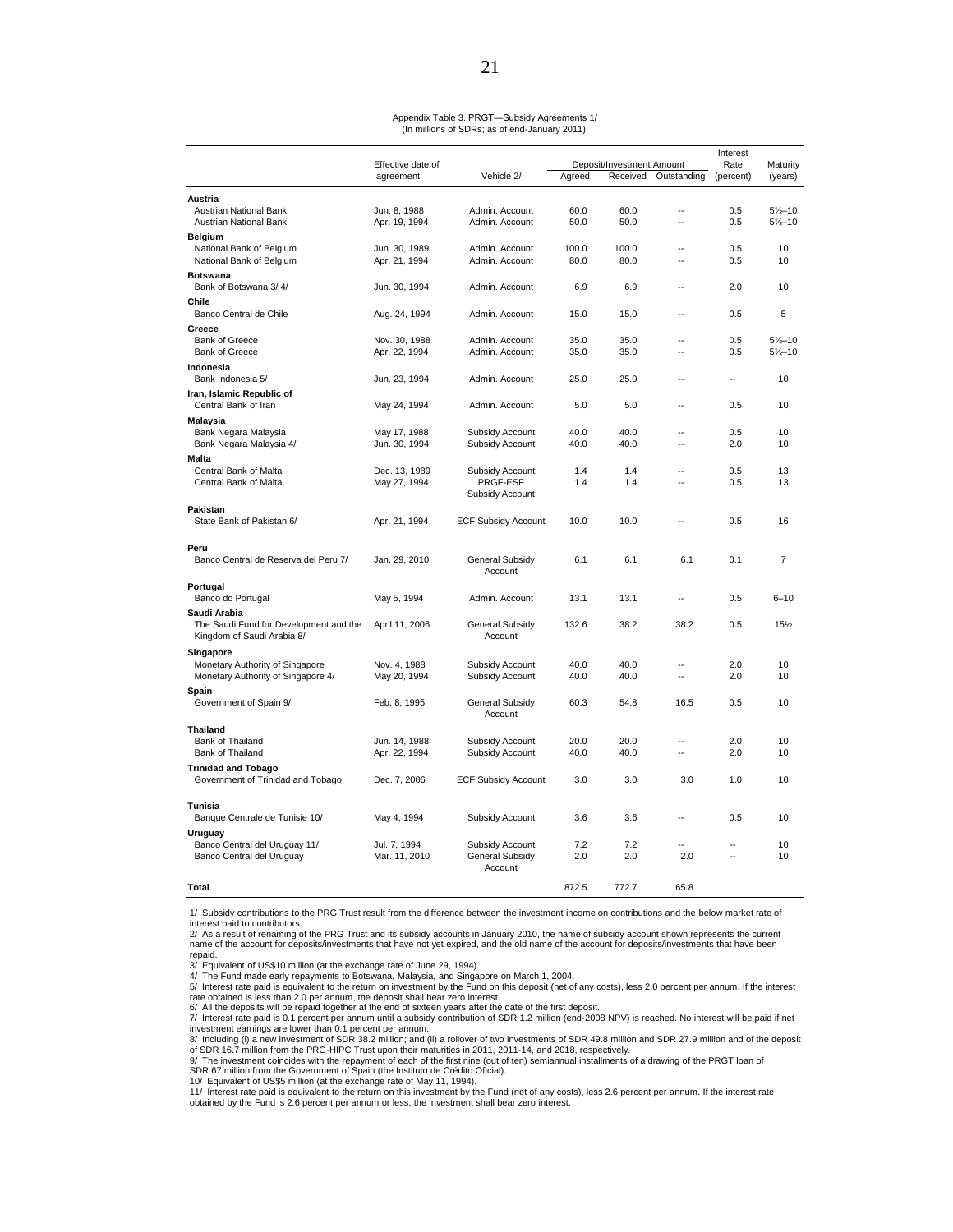Appendix Table 3. PRGT—Subsidy Agreements 1/
(In millions of SDRs; as of end-January 2011)

| | Effective date of agreement | Vehicle 2/ | Deposit/Investment Amount Agreed | Received | Outstanding | Interest Rate (percent) | Maturity (years) |
|---|---|---|---|---|---|---|---|
| **Austria** | | | | | | | |
| Austrian National Bank | Jun. 8, 1988 | Admin. Account | 60.0 | 60.0 | -- | 0.5 | 5½–10 |
| Austrian National Bank | Apr. 19, 1994 | Admin. Account | 50.0 | 50.0 | -- | 0.5 | 5½–10 |
| **Belgium** | | | | | | | |
| National Bank of Belgium | Jun. 30, 1989 | Admin. Account | 100.0 | 100.0 | -- | 0.5 | 10 |
| National Bank of Belgium | Apr. 21, 1994 | Admin. Account | 80.0 | 80.0 | -- | 0.5 | 10 |
| **Botswana** | | | | | | | |
| Bank of Botswana 3/ 4/ | Jun. 30, 1994 | Admin. Account | 6.9 | 6.9 | -- | 2.0 | 10 |
| **Chile** | | | | | | | |
| Banco Central de Chile | Aug. 24, 1994 | Admin. Account | 15.0 | 15.0 | -- | 0.5 | 5 |
| **Greece** | | | | | | | |
| Bank of Greece | Nov. 30, 1988 | Admin. Account | 35.0 | 35.0 | -- | 0.5 | 5½–10 |
| Bank of Greece | Apr. 22, 1994 | Admin. Account | 35.0 | 35.0 | -- | 0.5 | 5½–10 |
| **Indonesia** | | | | | | | |
| Bank Indonesia 5/ | Jun. 23, 1994 | Admin. Account | 25.0 | 25.0 | -- | -- | 10 |
| **Iran, Islamic Republic of** | | | | | | | |
| Central Bank of Iran | May 24, 1994 | Admin. Account | 5.0 | 5.0 | -- | 0.5 | 10 |
| **Malaysia** | | | | | | | |
| Bank Negara Malaysia | May 17, 1988 | Subsidy Account | 40.0 | 40.0 | -- | 0.5 | 10 |
| Bank Negara Malaysia 4/ | Jun. 30, 1994 | Subsidy Account | 40.0 | 40.0 | -- | 2.0 | 10 |
| **Malta** | | | | | | | |
| Central Bank of Malta | Dec. 13, 1989 | Subsidy Account | 1.4 | 1.4 | -- | 0.5 | 13 |
| Central Bank of Malta | May 27, 1994 | PRGF-ESF Subsidy Account | 1.4 | 1.4 | -- | 0.5 | 13 |
| **Pakistan** | | | | | | | |
| State Bank of Pakistan 6/ | Apr. 21, 1994 | ECF Subsidy Account | 10.0 | 10.0 | -- | 0.5 | 16 |
| **Peru** | | | | | | | |
| Banco Central de Reserva del Peru 7/ | Jan. 29, 2010 | General Subsidy Account | 6.1 | 6.1 | 6.1 | 0.1 | 7 |
| **Portugal** | | | | | | | |
| Banco do Portugal | May 5, 1994 | Admin. Account | 13.1 | 13.1 | -- | 0.5 | 6–10 |
| **Saudi Arabia** | | | | | | | |
| The Saudi Fund for Development and the Kingdom of Saudi Arabia 8/ | April 11, 2006 | General Subsidy Account | 132.6 | 38.2 | 38.2 | 0.5 | 15½ |
| **Singapore** | | | | | | | |
| Monetary Authority of Singapore | Nov. 4, 1988 | Subsidy Account | 40.0 | 40.0 | -- | 2.0 | 10 |
| Monetary Authority of Singapore 4/ | May 20, 1994 | Subsidy Account | 40.0 | 40.0 | -- | 2.0 | 10 |
| **Spain** | | | | | | | |
| Government of Spain 9/ | Feb. 8, 1995 | General Subsidy Account | 60.3 | 54.8 | 16.5 | 0.5 | 10 |
| **Thailand** | | | | | | | |
| Bank of Thailand | Jun. 14, 1988 | Subsidy Account | 20.0 | 20.0 | -- | 2.0 | 10 |
| Bank of Thailand | Apr. 22, 1994 | Subsidy Account | 40.0 | 40.0 | -- | 2.0 | 10 |
| **Trinidad and Tobago** | | | | | | | |
| Government of Trinidad and Tobago | Dec. 7, 2006 | ECF Subsidy Account | 3.0 | 3.0 | 3.0 | 1.0 | 10 |
| **Tunisia** | | | | | | | |
| Banque Centrale de Tunisie 10/ | May 4, 1994 | Subsidy Account | 3.6 | 3.6 | -- | 0.5 | 10 |
| **Uruguay** | | | | | | | |
| Banco Central del Uruguay 11/ | Jul. 7, 1994 | Subsidy Account | 7.2 | 7.2 | -- | -- | 10 |
| Banco Central del Uruguay | Mar. 11, 2010 | General Subsidy Account | 2.0 | 2.0 | 2.0 | -- | 10 |
| **Total** | | | 872.5 | 772.7 | 65.8 | | |

1/ Subsidy contributions to the PRG Trust result from the difference between the investment income on contributions and the below market rate of interest paid to contributors.
2/ As a result of renaming of the PRG Trust and its subsidy accounts in January 2010, the name of subsidy account shown represents the current name of the account for deposits/investments that have not yet expired, and the old name of the account for deposits/investments that have been repaid.
3/ Equivalent of US$10 million (at the exchange rate of June 29, 1994).
4/ The Fund made early repayments to Botswana, Malaysia, and Singapore on March 1, 2004.
5/ Interest rate paid is equivalent to the return on investment by the Fund on this deposit (net of any costs), less 2.0 percent per annum. If the interest rate obtained is less than 2.0 per annum, the deposit shall bear zero interest.
6/ All the deposits will be repaid together at the end of sixteen years after the date of the first deposit.
7/ Interest rate paid is 0.1 percent per annum until a subsidy contribution of SDR 1.2 million (end-2008 NPV) is reached. No interest will be paid if net investment earnings are lower than 0.1 percent per annum.
8/ Including (i) a new investment of SDR 38.2 million; and (ii) a rollover of two investments of SDR 49.8 million and SDR 27.9 million and of the deposit of SDR 16.7 million from the PRG-HIPC Trust upon their maturities in 2011, 2011-14, and 2018, respectively.
9/ The investment coincides with the repayment of each of the first nine (out of ten) semiannual installments of a drawing of the PRGT loan of SDR 67 million from the Government of Spain (the Instituto de Crédito Oficial).
10/ Equivalent of US$5 million (at the exchange rate of May 11, 1994).
11/ Interest rate paid is equivalent to the return on this investment by the Fund (net of any costs), less 2.6 percent per annum. If the interest rate obtained by the Fund is 2.6 percent per annum or less, the investment shall bear zero interest.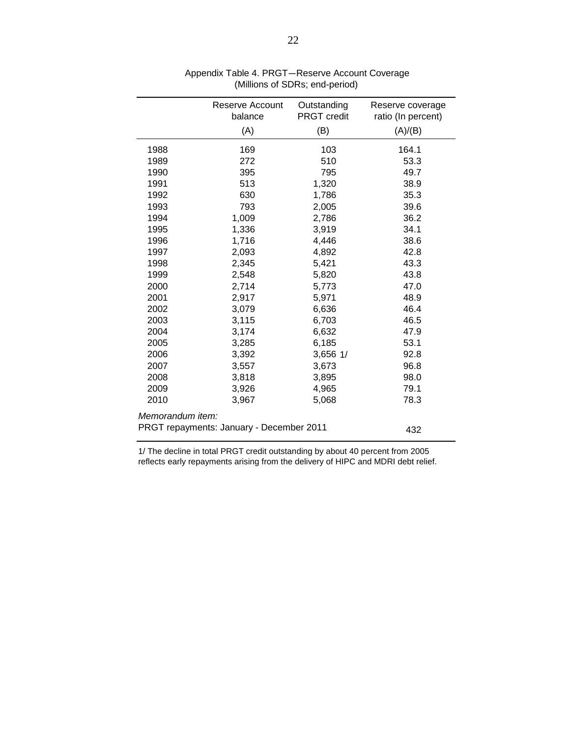Appendix Table 4. PRGT—Reserve Account Coverage
(Millions of SDRs; end-period)

| | Reserve Account balance | Outstanding PRGT credit | Reserve coverage ratio (In percent) |
|---|---|---|---|
| | (A) | (B) | (A)/(B) |
| 1988 | 169 | 103 | 164.1 |
| 1989 | 272 | 510 | 53.3 |
| 1990 | 395 | 795 | 49.7 |
| 1991 | 513 | 1,320 | 38.9 |
| 1992 | 630 | 1,786 | 35.3 |
| 1993 | 793 | 2,005 | 39.6 |
| 1994 | 1,009 | 2,786 | 36.2 |
| 1995 | 1,336 | 3,919 | 34.1 |
| 1996 | 1,716 | 4,446 | 38.6 |
| 1997 | 2,093 | 4,892 | 42.8 |
| 1998 | 2,345 | 5,421 | 43.3 |
| 1999 | 2,548 | 5,820 | 43.8 |
| 2000 | 2,714 | 5,773 | 47.0 |
| 2001 | 2,917 | 5,971 | 48.9 |
| 2002 | 3,079 | 6,636 | 46.4 |
| 2003 | 3,115 | 6,703 | 46.5 |
| 2004 | 3,174 | 6,632 | 47.9 |
| 2005 | 3,285 | 6,185 | 53.1 |
| 2006 | 3,392 | 3,656 1/ | 92.8 |
| 2007 | 3,557 | 3,673 | 96.8 |
| 2008 | 3,818 | 3,895 | 98.0 |
| 2009 | 3,926 | 4,965 | 79.1 |
| 2010 | 3,967 | 5,068 | 78.3 |
| *Memorandum item:* | | | |
| PRGT repayments: January - December 2011 | | | 432 |

1/ The decline in total PRGT credit outstanding by about 40 percent from 2005 reflects early repayments arising from the delivery of HIPC and MDRI debt relief.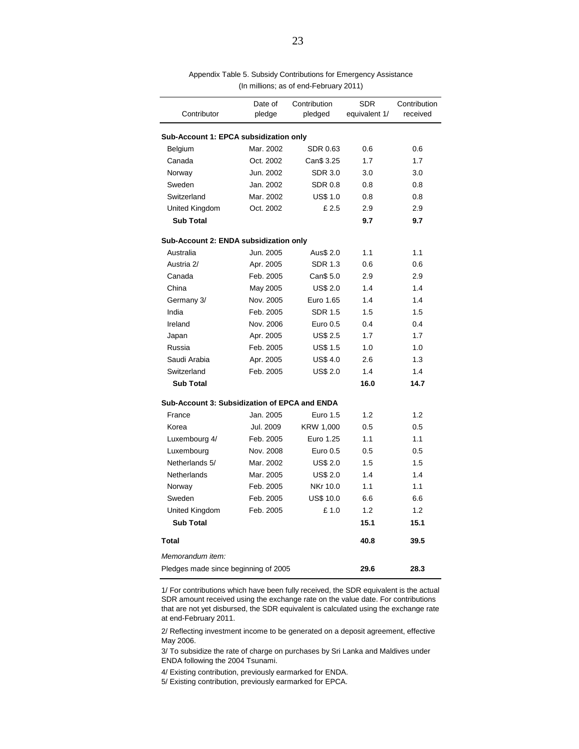Appendix Table 5. Subsidy Contributions for Emergency Assistance
(In millions; as of end-February 2011)

| Contributor | Date of pledge | Contribution pledged | SDR equivalent 1/ | Contribution received |
|---|---|---|---|---|
| **Sub-Account 1: EPCA subsidization only** | | | | |
| Belgium | Mar. 2002 | SDR 0.63 | 0.6 | 0.6 |
| Canada | Oct. 2002 | Can$ 3.25 | 1.7 | 1.7 |
| Norway | Jun. 2002 | SDR 3.0 | 3.0 | 3.0 |
| Sweden | Jan. 2002 | SDR 0.8 | 0.8 | 0.8 |
| Switzerland | Mar. 2002 | US$ 1.0 | 0.8 | 0.8 |
| United Kingdom | Oct. 2002 | £ 2.5 | 2.9 | 2.9 |
| **Sub Total** | | | **9.7** | **9.7** |
| **Sub-Account 2: ENDA subsidization only** | | | | |
| Australia | Jun. 2005 | Aus$ 2.0 | 1.1 | 1.1 |
| Austria 2/ | Apr. 2005 | SDR 1.3 | 0.6 | 0.6 |
| Canada | Feb. 2005 | Can$ 5.0 | 2.9 | 2.9 |
| China | May 2005 | US$ 2.0 | 1.4 | 1.4 |
| Germany 3/ | Nov. 2005 | Euro 1.65 | 1.4 | 1.4 |
| India | Feb. 2005 | SDR 1.5 | 1.5 | 1.5 |
| Ireland | Nov. 2006 | Euro 0.5 | 0.4 | 0.4 |
| Japan | Apr. 2005 | US$ 2.5 | 1.7 | 1.7 |
| Russia | Feb. 2005 | US$ 1.5 | 1.0 | 1.0 |
| Saudi Arabia | Apr. 2005 | US$ 4.0 | 2.6 | 1.3 |
| Switzerland | Feb. 2005 | US$ 2.0 | 1.4 | 1.4 |
| **Sub Total** | | | **16.0** | **14.7** |
| **Sub-Account 3: Subsidization of EPCA and ENDA** | | | | |
| France | Jan. 2005 | Euro 1.5 | 1.2 | 1.2 |
| Korea | Jul. 2009 | KRW 1,000 | 0.5 | 0.5 |
| Luxembourg 4/ | Feb. 2005 | Euro 1.25 | 1.1 | 1.1 |
| Luxembourg | Nov. 2008 | Euro 0.5 | 0.5 | 0.5 |
| Netherlands 5/ | Mar. 2002 | US$ 2.0 | 1.5 | 1.5 |
| Netherlands | Mar. 2005 | US$ 2.0 | 1.4 | 1.4 |
| Norway | Feb. 2005 | NKr 10.0 | 1.1 | 1.1 |
| Sweden | Feb. 2005 | US$ 10.0 | 6.6 | 6.6 |
| United Kingdom | Feb. 2005 | £ 1.0 | 1.2 | 1.2 |
| **Sub Total** | | | **15.1** | **15.1** |
| **Total** | | | **40.8** | **39.5** |
| *Memorandum item:* | | | | |
| Pledges made since beginning of 2005 | | | **29.6** | **28.3** |

1/ For contributions which have been fully received, the SDR equivalent is the actual SDR amount received using the exchange rate on the value date. For contributions that are not yet disbursed, the SDR equivalent is calculated using the exchange rate at end-February 2011.

2/ Reflecting investment income to be generated on a deposit agreement, effective May 2006.

3/ To subsidize the rate of charge on purchases by Sri Lanka and Maldives under ENDA following the 2004 Tsunami.

4/ Existing contribution, previously earmarked for ENDA.

5/ Existing contribution, previously earmarked for EPCA.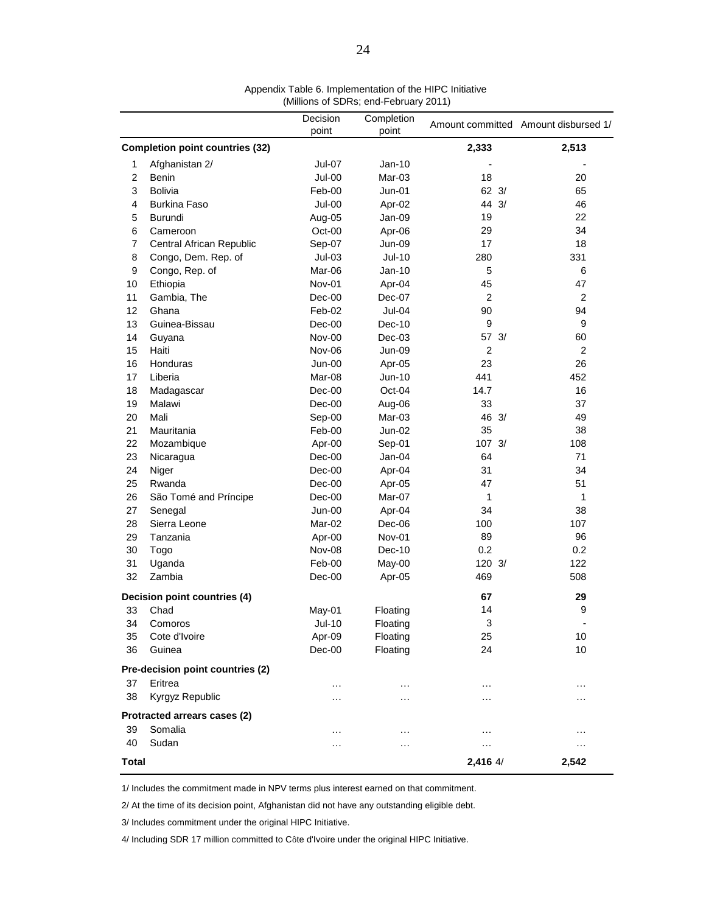Appendix Table 6. Implementation of the HIPC Initiative
(Millions of SDRs; end-February 2011)

| | | Decision point | Completion point | Amount committed | Amount disbursed 1/ |
|---|---|---|---|---|---|
| **Completion point countries (32)** | | | | **2,333** | **2,513** |
| 1 | Afghanistan 2/ | Jul-07 | Jan-10 | - | - |
| 2 | Benin | Jul-00 | Mar-03 | 18 | 20 |
| 3 | Bolivia | Feb-00 | Jun-01 | 62 3/ | 65 |
| 4 | Burkina Faso | Jul-00 | Apr-02 | 44 3/ | 46 |
| 5 | Burundi | Aug-05 | Jan-09 | 19 | 22 |
| 6 | Cameroon | Oct-00 | Apr-06 | 29 | 34 |
| 7 | Central African Republic | Sep-07 | Jun-09 | 17 | 18 |
| 8 | Congo, Dem. Rep. of | Jul-03 | Jul-10 | 280 | 331 |
| 9 | Congo, Rep. of | Mar-06 | Jan-10 | 5 | 6 |
| 10 | Ethiopia | Nov-01 | Apr-04 | 45 | 47 |
| 11 | Gambia, The | Dec-00 | Dec-07 | 2 | 2 |
| 12 | Ghana | Feb-02 | Jul-04 | 90 | 94 |
| 13 | Guinea-Bissau | Dec-00 | Dec-10 | 9 | 9 |
| 14 | Guyana | Nov-00 | Dec-03 | 57 3/ | 60 |
| 15 | Haiti | Nov-06 | Jun-09 | 2 | 2 |
| 16 | Honduras | Jun-00 | Apr-05 | 23 | 26 |
| 17 | Liberia | Mar-08 | Jun-10 | 441 | 452 |
| 18 | Madagascar | Dec-00 | Oct-04 | 14.7 | 16 |
| 19 | Malawi | Dec-00 | Aug-06 | 33 | 37 |
| 20 | Mali | Sep-00 | Mar-03 | 46 3/ | 49 |
| 21 | Mauritania | Feb-00 | Jun-02 | 35 | 38 |
| 22 | Mozambique | Apr-00 | Sep-01 | 107 3/ | 108 |
| 23 | Nicaragua | Dec-00 | Jan-04 | 64 | 71 |
| 24 | Niger | Dec-00 | Apr-04 | 31 | 34 |
| 25 | Rwanda | Dec-00 | Apr-05 | 47 | 51 |
| 26 | São Tomé and Príncipe | Dec-00 | Mar-07 | 1 | 1 |
| 27 | Senegal | Jun-00 | Apr-04 | 34 | 38 |
| 28 | Sierra Leone | Mar-02 | Dec-06 | 100 | 107 |
| 29 | Tanzania | Apr-00 | Nov-01 | 89 | 96 |
| 30 | Togo | Nov-08 | Dec-10 | 0.2 | 0.2 |
| 31 | Uganda | Feb-00 | May-00 | 120 3/ | 122 |
| 32 | Zambia | Dec-00 | Apr-05 | 469 | 508 |
| **Decision point countries (4)** | | | | **67** | **29** |
| 33 | Chad | May-01 | Floating | 14 | 9 |
| 34 | Comoros | Jul-10 | Floating | 3 | - |
| 35 | Cote d'Ivoire | Apr-09 | Floating | 25 | 10 |
| 36 | Guinea | Dec-00 | Floating | 24 | 10 |
| **Pre-decision point countries (2)** | | | | | |
| 37 | Eritrea | … | … | … | … |
| 38 | Kyrgyz Republic | … | … | … | … |
| **Protracted arrears cases (2)** | | | | | |
| 39 | Somalia | … | … | … | … |
| 40 | Sudan | … | … | … | … |
| **Total** | | | | **2,416** 4/ | **2,542** |

1/ Includes the commitment made in NPV terms plus interest earned on that commitment.

2/ At the time of its decision point, Afghanistan did not have any outstanding eligible debt.

3/ Includes commitment under the original HIPC Initiative.

4/ Including SDR 17 million committed to Côte d'Ivoire under the original HIPC Initiative.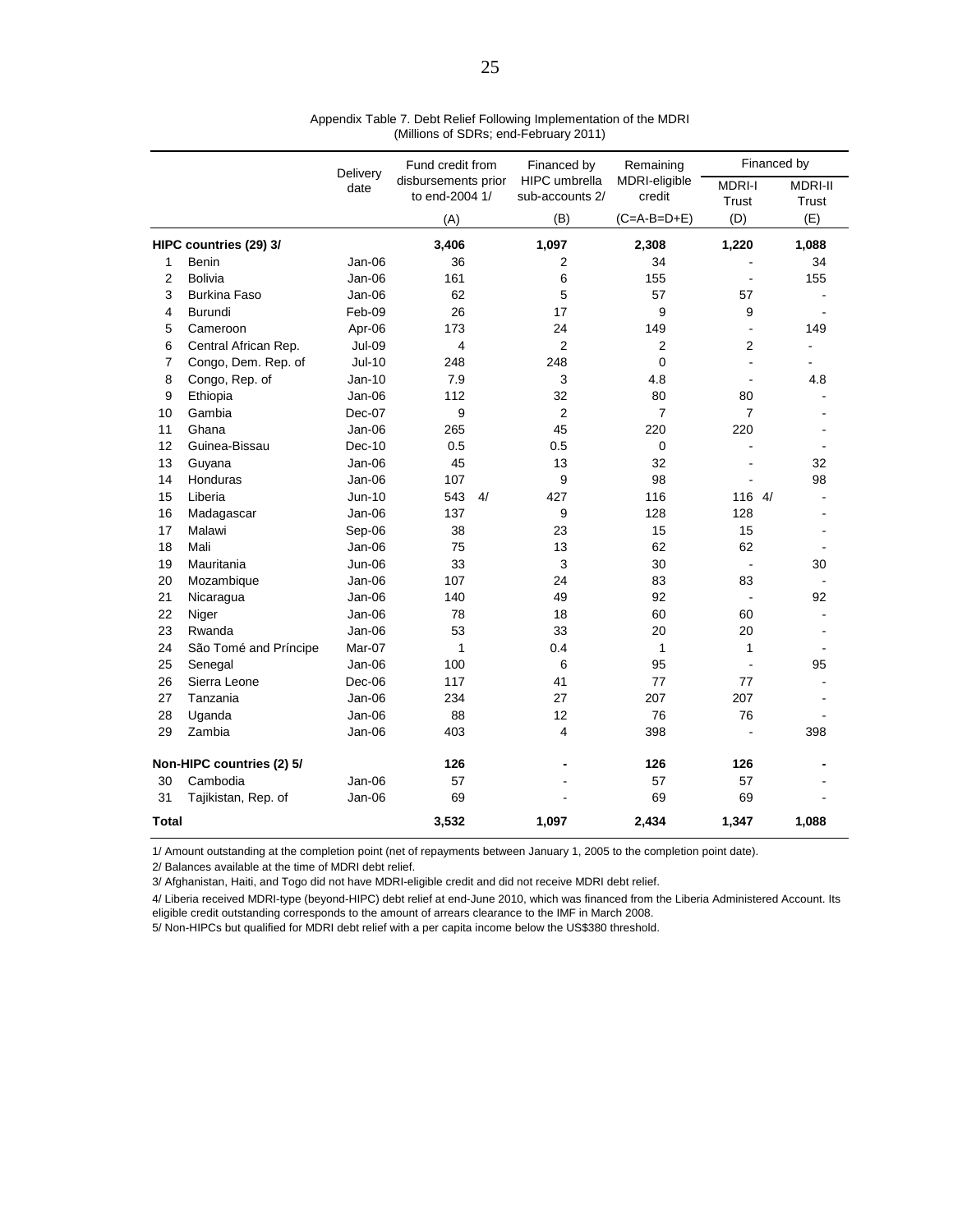Appendix Table 7. Debt Relief Following Implementation of the MDRI
(Millions of SDRs; end-February 2011)

| | | Delivery date | Fund credit from disbursements prior to end-2004 1/ | Financed by HIPC umbrella sub-accounts 2/ | Remaining MDRI-eligible credit | Financed by | |
|---|---|---|---|---|---|---|---|
| | | | | | | MDRI-I Trust | MDRI-II Trust |
| | | | (A) | (B) | (C=A-B=D+E) | (D) | (E) |
| **HIPC countries (29) 3/** | | | **3,406** | **1,097** | **2,308** | **1,220** | **1,088** |
| 1 | Benin | Jan-06 | 36 | 2 | 34 | - | 34 |
| 2 | Bolivia | Jan-06 | 161 | 6 | 155 | - | 155 |
| 3 | Burkina Faso | Jan-06 | 62 | 5 | 57 | 57 | - |
| 4 | Burundi | Feb-09 | 26 | 17 | 9 | 9 | - |
| 5 | Cameroon | Apr-06 | 173 | 24 | 149 | - | 149 |
| 6 | Central African Rep. | Jul-09 | 4 | 2 | 2 | 2 | - |
| 7 | Congo, Dem. Rep. of | Jul-10 | 248 | 248 | 0 | - | - |
| 8 | Congo, Rep. of | Jan-10 | 7.9 | 3 | 4.8 | - | 4.8 |
| 9 | Ethiopia | Jan-06 | 112 | 32 | 80 | 80 | - |
| 10 | Gambia | Dec-07 | 9 | 2 | 7 | 7 | - |
| 11 | Ghana | Jan-06 | 265 | 45 | 220 | 220 | - |
| 12 | Guinea-Bissau | Dec-10 | 0.5 | 0.5 | 0 | - | - |
| 13 | Guyana | Jan-06 | 45 | 13 | 32 | - | 32 |
| 14 | Honduras | Jan-06 | 107 | 9 | 98 | - | 98 |
| 15 | Liberia | Jun-10 | 543 4/ | 427 | 116 | 116 4/ | - |
| 16 | Madagascar | Jan-06 | 137 | 9 | 128 | 128 | - |
| 17 | Malawi | Sep-06 | 38 | 23 | 15 | 15 | - |
| 18 | Mali | Jan-06 | 75 | 13 | 62 | 62 | - |
| 19 | Mauritania | Jun-06 | 33 | 3 | 30 | - | 30 |
| 20 | Mozambique | Jan-06 | 107 | 24 | 83 | 83 | - |
| 21 | Nicaragua | Jan-06 | 140 | 49 | 92 | - | 92 |
| 22 | Niger | Jan-06 | 78 | 18 | 60 | 60 | - |
| 23 | Rwanda | Jan-06 | 53 | 33 | 20 | 20 | - |
| 24 | São Tomé and Príncipe | Mar-07 | 1 | 0.4 | 1 | 1 | - |
| 25 | Senegal | Jan-06 | 100 | 6 | 95 | - | 95 |
| 26 | Sierra Leone | Dec-06 | 117 | 41 | 77 | 77 | - |
| 27 | Tanzania | Jan-06 | 234 | 27 | 207 | 207 | - |
| 28 | Uganda | Jan-06 | 88 | 12 | 76 | 76 | - |
| 29 | Zambia | Jan-06 | 403 | 4 | 398 | - | 398 |
| **Non-HIPC countries (2) 5/** | | | **126** | **-** | **126** | **126** | **-** |
| 30 | Cambodia | Jan-06 | 57 | - | 57 | 57 | - |
| 31 | Tajikistan, Rep. of | Jan-06 | 69 | - | 69 | 69 | - |
| **Total** | | | **3,532** | **1,097** | **2,434** | **1,347** | **1,088** |

1/ Amount outstanding at the completion point (net of repayments between January 1, 2005 to the completion point date).

2/ Balances available at the time of MDRI debt relief.

3/ Afghanistan, Haiti, and Togo did not have MDRI-eligible credit and did not receive MDRI debt relief.

4/ Liberia received MDRI-type (beyond-HIPC) debt relief at end-June 2010, which was financed from the Liberia Administered Account. Its eligible credit outstanding corresponds to the amount of arrears clearance to the IMF in March 2008.

5/ Non-HIPCs but qualified for MDRI debt relief with a per capita income below the US$380 threshold.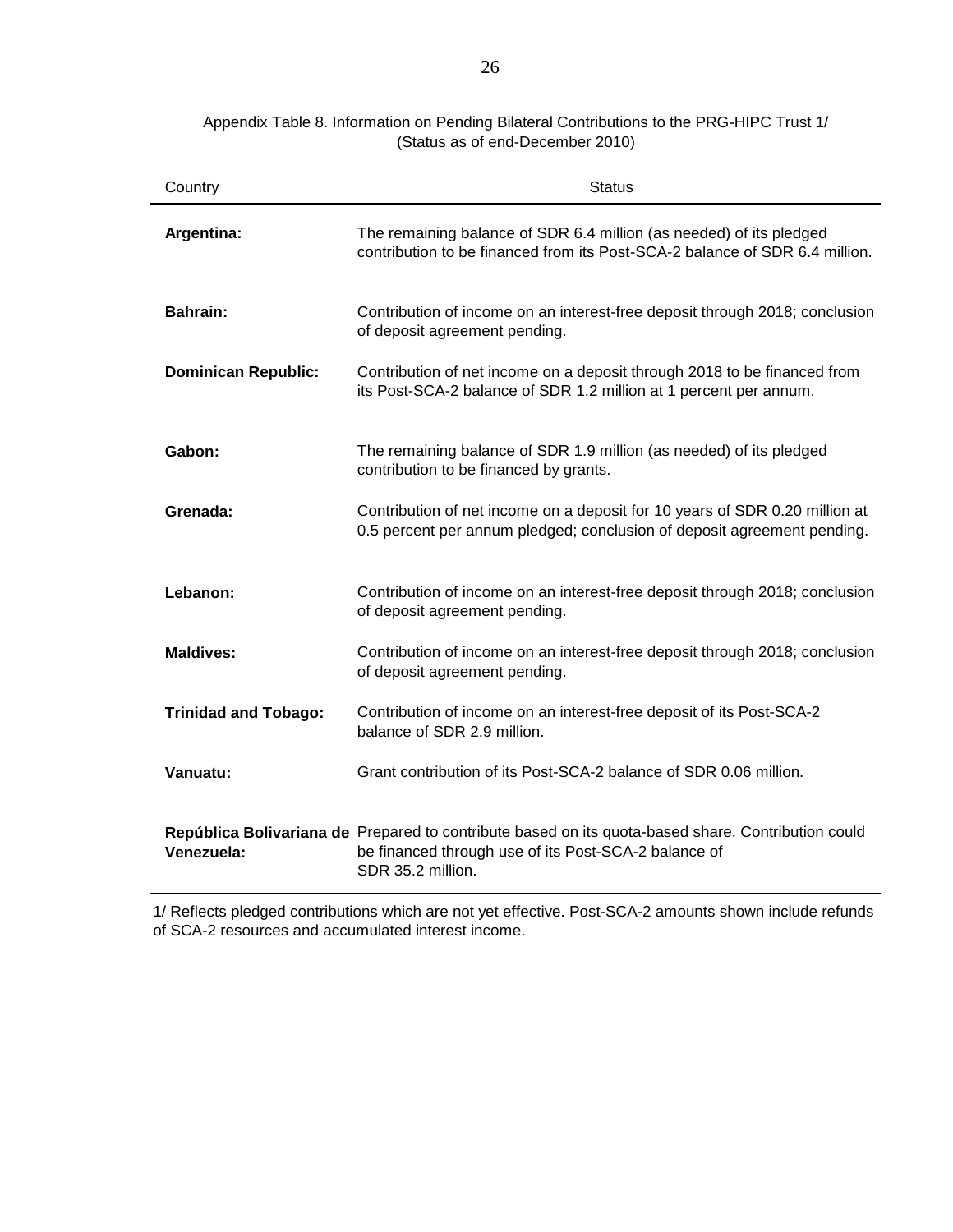Appendix Table 8. Information on Pending Bilateral Contributions to the PRG-HIPC Trust 1/
(Status as of end-December 2010)

| Country | Status |
|---|---|
| **Argentina:** | The remaining balance of SDR 6.4 million (as needed) of its pledged contribution to be financed from its Post-SCA-2 balance of SDR 6.4 million. |
| **Bahrain:** | Contribution of income on an interest-free deposit through 2018; conclusion of deposit agreement pending. |
| **Dominican Republic:** | Contribution of net income on a deposit through 2018 to be financed from its Post-SCA-2 balance of SDR 1.2 million at 1 percent per annum. |
| **Gabon:** | The remaining balance of SDR 1.9 million (as needed) of its pledged contribution to be financed by grants. |
| **Grenada:** | Contribution of net income on a deposit for 10 years of SDR 0.20 million at 0.5 percent per annum pledged; conclusion of deposit agreement pending. |
| **Lebanon:** | Contribution of income on an interest-free deposit through 2018; conclusion of deposit agreement pending. |
| **Maldives:** | Contribution of income on an interest-free deposit through 2018; conclusion of deposit agreement pending. |
| **Trinidad and Tobago:** | Contribution of income on an interest-free deposit of its Post-SCA-2 balance of SDR 2.9 million. |
| **Vanuatu:** | Grant contribution of its Post-SCA-2 balance of SDR 0.06 million. |
| **República Bolivariana de Venezuela:** | Prepared to contribute based on its quota-based share. Contribution could be financed through use of its Post-SCA-2 balance of SDR 35.2 million. |

1/ Reflects pledged contributions which are not yet effective. Post-SCA-2 amounts shown include refunds of SCA-2 resources and accumulated interest income.